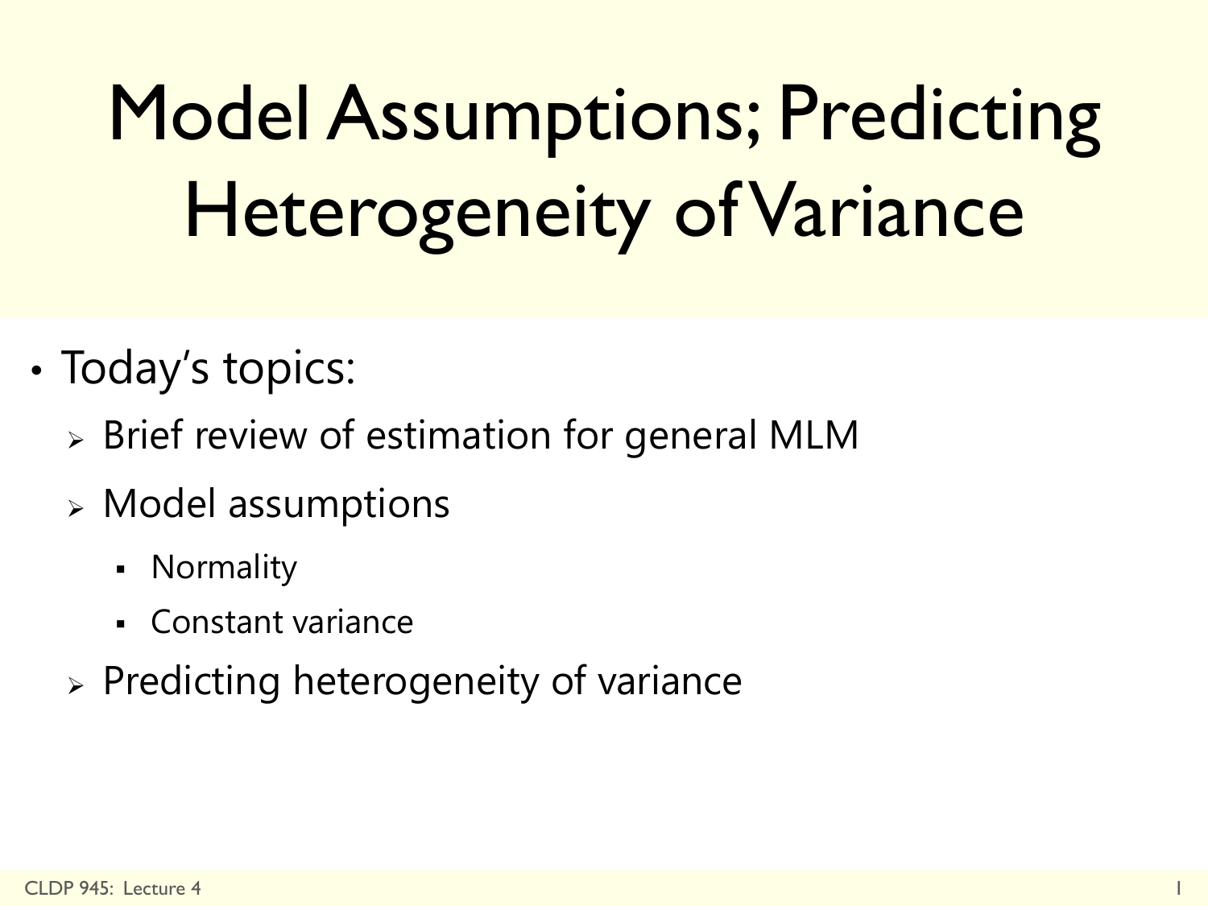# Model Assumptions; Predicting Heterogeneity of Variance

- Today's topics:
  - Brief review of estimation for general MLM
  - Model assumptions
    - Normality
    - Constant variance
  - Predicting heterogeneity of variance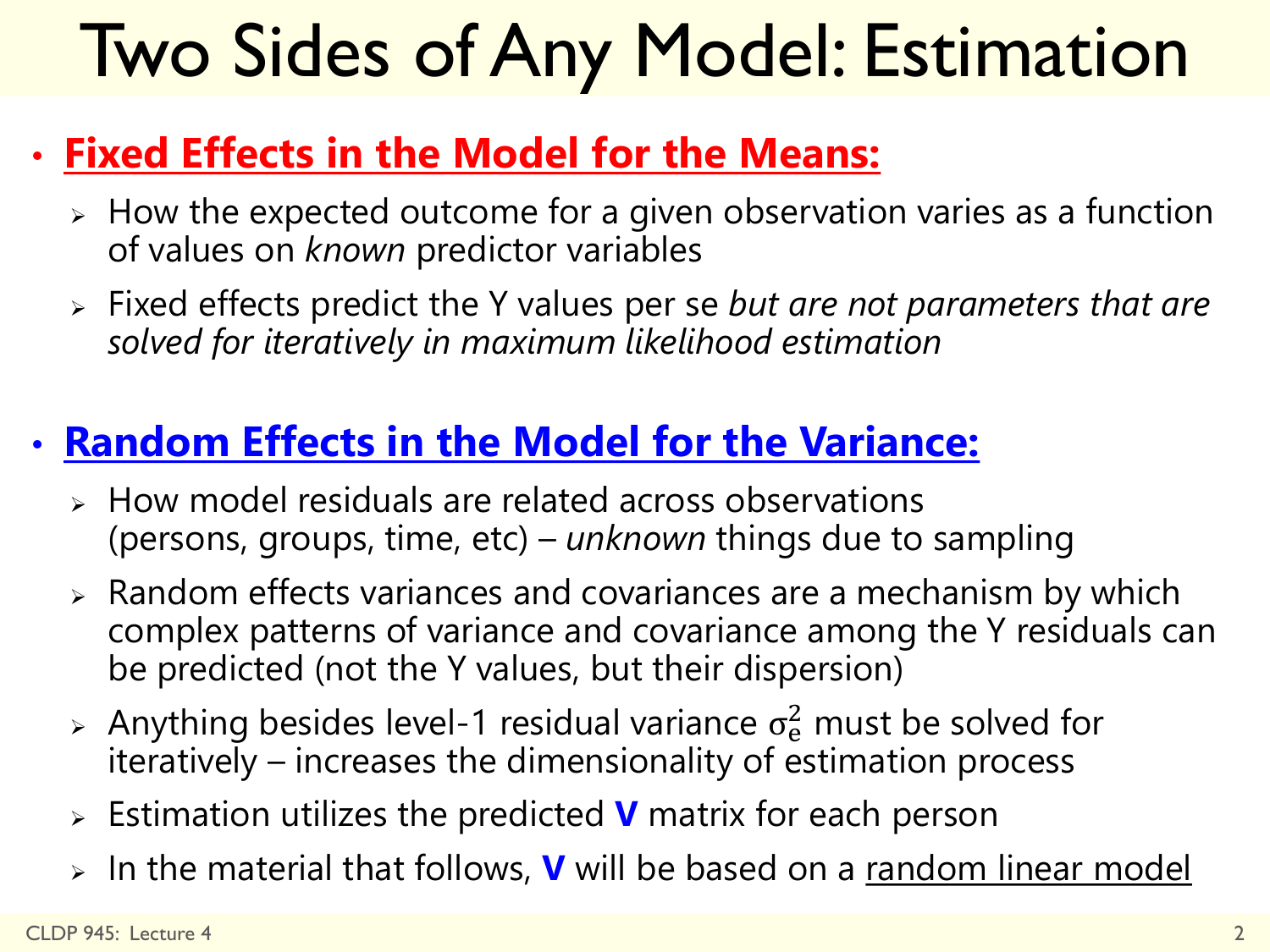# Two Sides of Any Model: Estimation

- **Fixed Effects in the Model for the Means:**
  - How the expected outcome for a given observation varies as a function of values on *known* predictor variables
  - Fixed effects predict the Y values per se *but are not parameters that are solved for iteratively in maximum likelihood estimation*

- **Random Effects in the Model for the Variance:**
  - How model residuals are related across observations (persons, groups, time, etc) – *unknown* things due to sampling
  - Random effects variances and covariances are a mechanism by which complex patterns of variance and covariance among the Y residuals can be predicted (not the Y values, but their dispersion)
  - Anything besides level-1 residual variance $\sigma_e^2$ must be solved for iteratively – increases the dimensionality of estimation process
  - Estimation utilizes the predicted **V** matrix for each person
  - In the material that follows, **V** will be based on a random linear model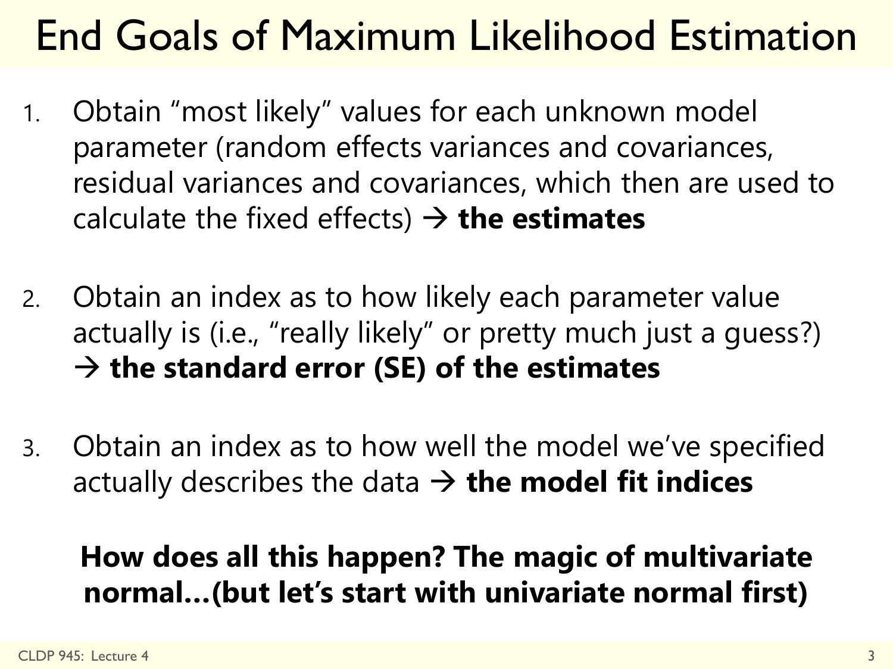# End Goals of Maximum Likelihood Estimation

1. Obtain "most likely" values for each unknown model parameter (random effects variances and covariances, residual variances and covariances, which then are used to calculate the fixed effects) → **the estimates**

2. Obtain an index as to how likely each parameter value actually is (i.e., "really likely" or pretty much just a guess?) → **the standard error (SE) of the estimates**

3. Obtain an index as to how well the model we've specified actually describes the data → **the model fit indices**

**How does all this happen? The magic of multivariate normal…(but let's start with univariate normal first)**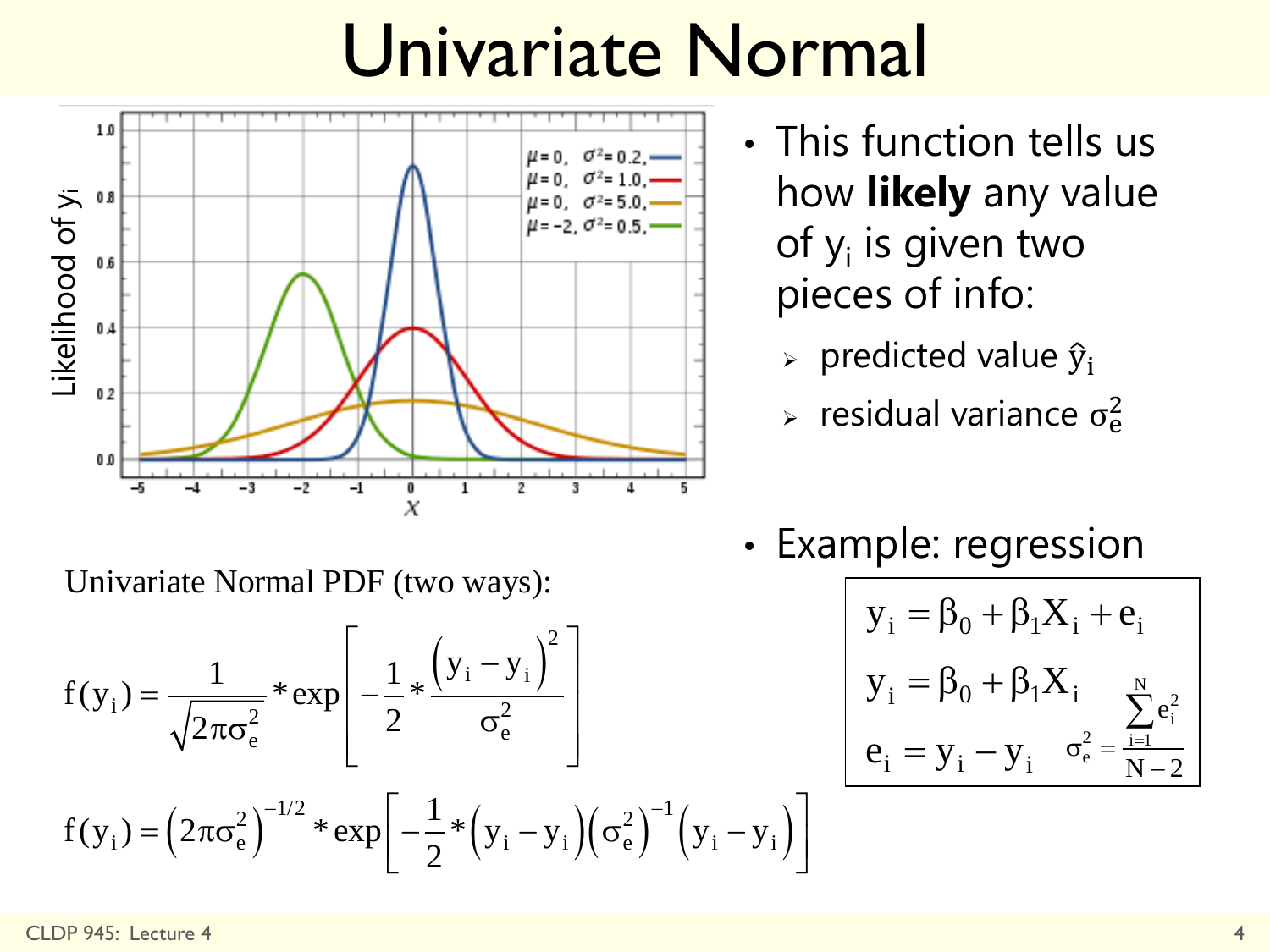# Univariate Normal

- This function tells us how **likely** any value of $y_i$ is given two pieces of info:
  - predicted value $\hat{y}_i$
  - residual variance $\sigma_e^2$

Univariate Normal PDF (two ways):

$$f(y_i) = \frac{1}{\sqrt{2\pi\sigma_e^2}} * \exp\left[ -\frac{1}{2} * \frac{\left(y_i - \hat{y}_i\right)^2}{\sigma_e^2} \right]$$

$$f(y_i) = \left(2\pi\sigma_e^2\right)^{-1/2} * \exp\left[ -\frac{1}{2} * \left(y_i - \hat{y}_i\right)\left(\sigma_e^2\right)^{-1}\left(y_i - \hat{y}_i\right) \right]$$

- Example: regression

$$y_i = \beta_0 + \beta_1 X_i + e_i$$

$$\hat{y}_i = \beta_0 + \beta_1 X_i$$

$$e_i = y_i - \hat{y}_i \qquad \sigma_e^2 = \frac{\sum_{i=1}^{N} e_i^2}{N-2}$$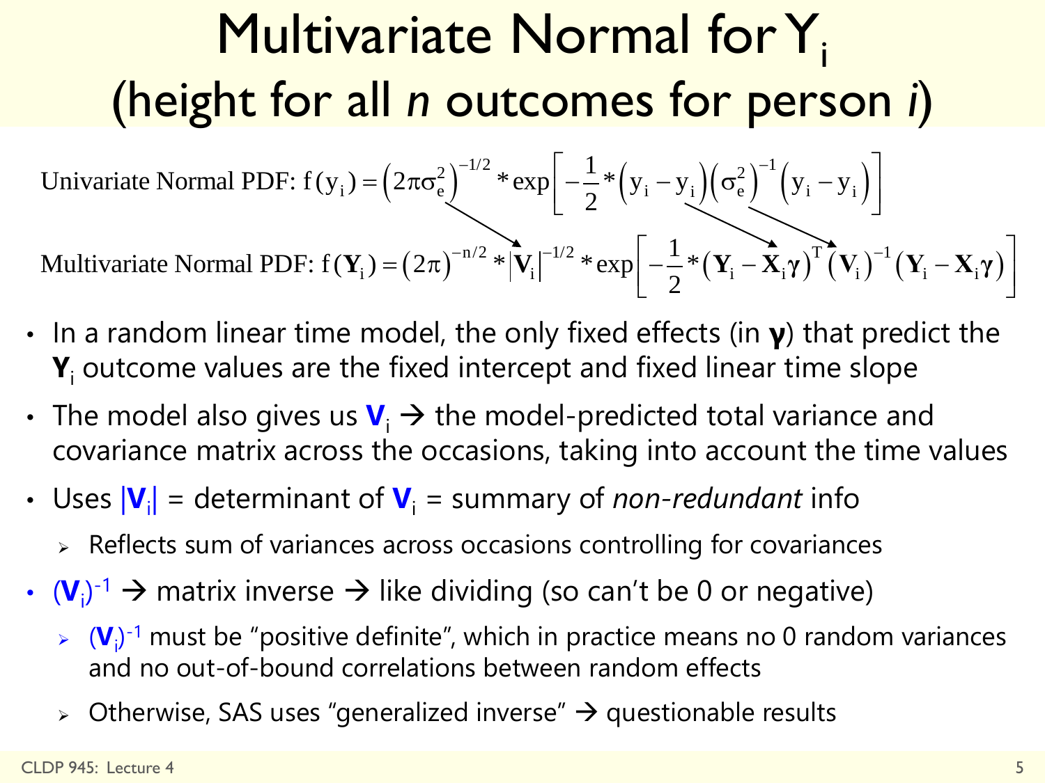# Multivariate Normal for $Y_i$ (height for all *n* outcomes for person *i*)

Univariate Normal PDF: $f(y_i) = \left(2\pi\sigma_e^2\right)^{-1/2} * \exp\left[-\frac{1}{2} * \left(y_i - y_i\right)\left(\sigma_e^2\right)^{-1}\left(y_i - y_i\right)\right]$

Multivariate Normal PDF: $f(\mathbf{Y}_i) = \left(2\pi\right)^{-n/2} * \left|\mathbf{V}_i\right|^{-1/2} * \exp\left[-\frac{1}{2} * \left(\mathbf{Y}_i - \mathbf{X}_i\gamma\right)^T \left(\mathbf{V}_i\right)^{-1} \left(\mathbf{Y}_i - \mathbf{X}_i\gamma\right)\right]$

- In a random linear time model, the only fixed effects (in **γ**) that predict the $\mathbf{Y}_i$ outcome values are the fixed intercept and fixed linear time slope
- The model also gives us $\mathbf{V}_i$ → the model-predicted total variance and covariance matrix across the occasions, taking into account the time values
- Uses $|\mathbf{V}_i|$ = determinant of $\mathbf{V}_i$ = summary of *non-redundant* info
  - Reflects sum of variances across occasions controlling for covariances
- $(\mathbf{V}_i)^{-1}$ → matrix inverse → like dividing (so can't be 0 or negative)
  - $(\mathbf{V}_i)^{-1}$ must be "positive definite", which in practice means no 0 random variances and no out-of-bound correlations between random effects
  - Otherwise, SAS uses "generalized inverse" → questionable results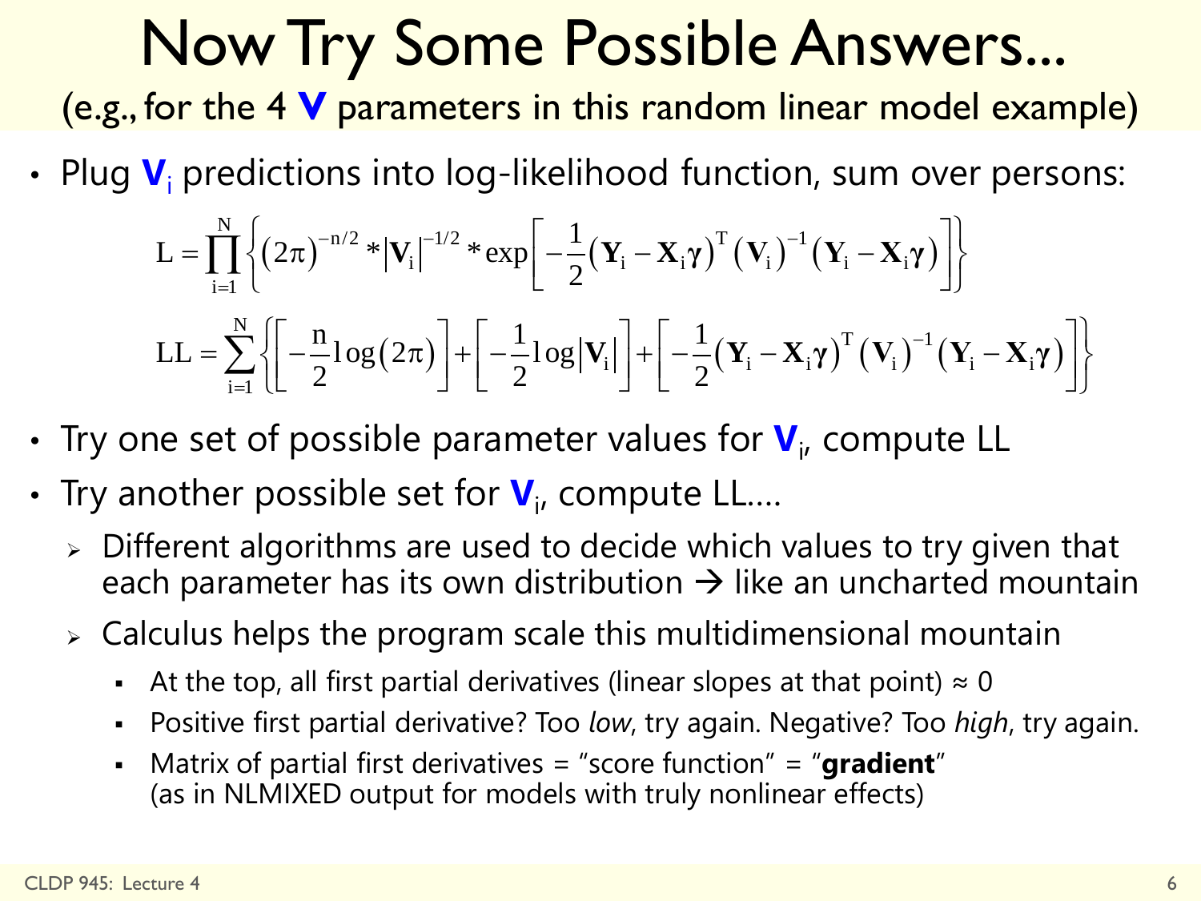# Now Try Some Possible Answers...

(e.g., for the 4 **V** parameters in this random linear model example)

- Plug $\mathbf{V}_i$ predictions into log-likelihood function, sum over persons:

$$L = \prod_{i=1}^{N} \left\{ (2\pi)^{-n/2} * \left|\mathbf{V}_i\right|^{-1/2} * \exp\left[ -\frac{1}{2} (\mathbf{Y}_i - \mathbf{X}_i \boldsymbol{\gamma})^T (\mathbf{V}_i)^{-1} (\mathbf{Y}_i - \mathbf{X}_i \boldsymbol{\gamma}) \right] \right\}$$

$$LL = \sum_{i=1}^{N} \left\{ \left[ -\frac{n}{2} \log(2\pi) \right] + \left[ -\frac{1}{2} \log\left|\mathbf{V}_i\right| \right] + \left[ -\frac{1}{2} (\mathbf{Y}_i - \mathbf{X}_i \boldsymbol{\gamma})^T (\mathbf{V}_i)^{-1} (\mathbf{Y}_i - \mathbf{X}_i \boldsymbol{\gamma}) \right] \right\}$$

- Try one set of possible parameter values for $\mathbf{V}_i$, compute LL
- Try another possible set for $\mathbf{V}_i$, compute LL....
  - Different algorithms are used to decide which values to try given that each parameter has its own distribution → like an uncharted mountain
  - Calculus helps the program scale this multidimensional mountain
    - At the top, all first partial derivatives (linear slopes at that point) ≈ 0
    - Positive first partial derivative? Too *low*, try again. Negative? Too *high*, try again.
    - Matrix of partial first derivatives = "score function" = "**gradient**" (as in NLMIXED output for models with truly nonlinear effects)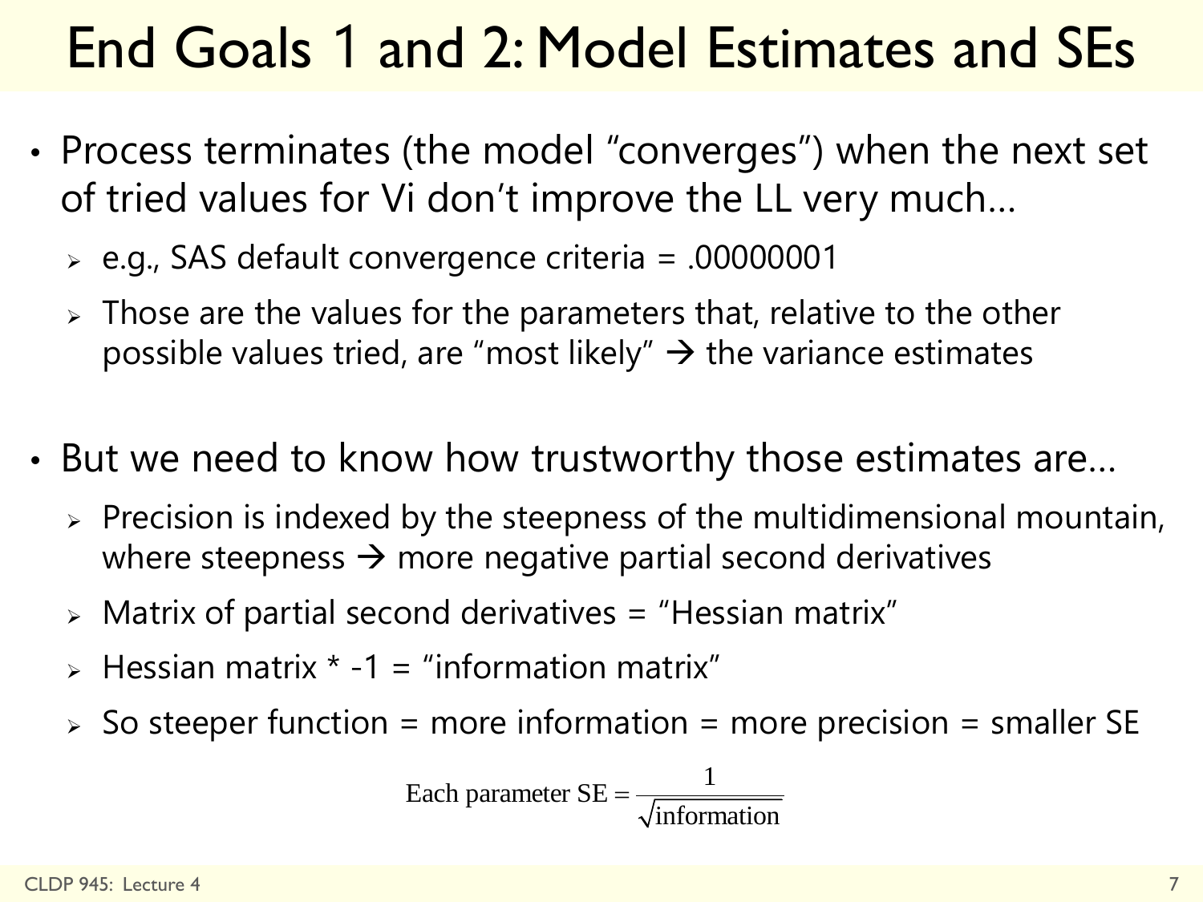# End Goals 1 and 2: Model Estimates and SEs

- Process terminates (the model "converges") when the next set of tried values for Vi don't improve the LL very much…
  - e.g., SAS default convergence criteria = .00000001
  - Those are the values for the parameters that, relative to the other possible values tried, are "most likely" → the variance estimates

- But we need to know how trustworthy those estimates are…
  - Precision is indexed by the steepness of the multidimensional mountain, where steepness → more negative partial second derivatives
  - Matrix of partial second derivatives = "Hessian matrix"
  - Hessian matrix * -1 = "information matrix"
  - So steeper function = more information = more precision = smaller SE

$$\text{Each parameter SE} = \frac{1}{\sqrt{\text{information}}}$$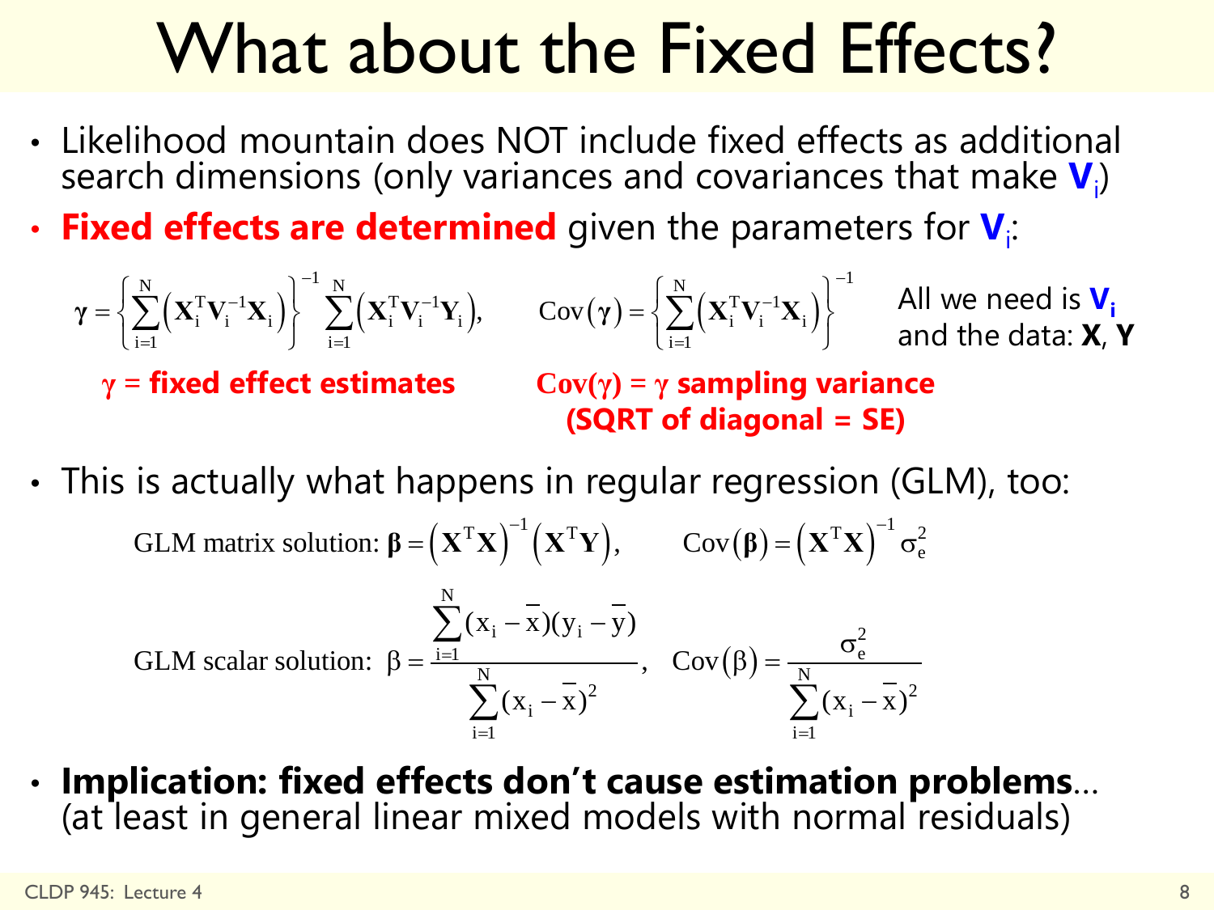# What about the Fixed Effects?

- Likelihood mountain does NOT include fixed effects as additional search dimensions (only variances and covariances that make $\mathbf{V}_i$)
- **Fixed effects are determined** given the parameters for $\mathbf{V}_i$:

$$\boldsymbol{\gamma} = \left\{ \sum_{i=1}^{N} \left( \mathbf{X}_i^T \mathbf{V}_i^{-1} \mathbf{X}_i \right) \right\}^{-1} \sum_{i=1}^{N} \left( \mathbf{X}_i^T \mathbf{V}_i^{-1} \mathbf{Y}_i \right), \qquad \text{Cov}(\boldsymbol{\gamma}) = \left\{ \sum_{i=1}^{N} \left( \mathbf{X}_i^T \mathbf{V}_i^{-1} \mathbf{X}_i \right) \right\}^{-1}$$

All we need is $\mathbf{V}_i$ and the data: **X**, **Y**

**$\gamma$ = fixed effect estimates**

**Cov($\gamma$) = $\gamma$ sampling variance (SQRT of diagonal = SE)**

- This is actually what happens in regular regression (GLM), too:

$$\text{GLM matrix solution: } \boldsymbol{\beta} = \left( \mathbf{X}^T \mathbf{X} \right)^{-1} \left( \mathbf{X}^T \mathbf{Y} \right), \qquad \text{Cov}(\boldsymbol{\beta}) = \left( \mathbf{X}^T \mathbf{X} \right)^{-1} \sigma_e^2$$

$$\text{GLM scalar solution: } \beta = \frac{\sum_{i=1}^{N} (x_i - \bar{x})(y_i - \bar{y})}{\sum_{i=1}^{N} (x_i - \bar{x})^2}, \quad \text{Cov}(\beta) = \frac{\sigma_e^2}{\sum_{i=1}^{N} (x_i - \bar{x})^2}$$

- **Implication: fixed effects don't cause estimation problems**… (at least in general linear mixed models with normal residuals)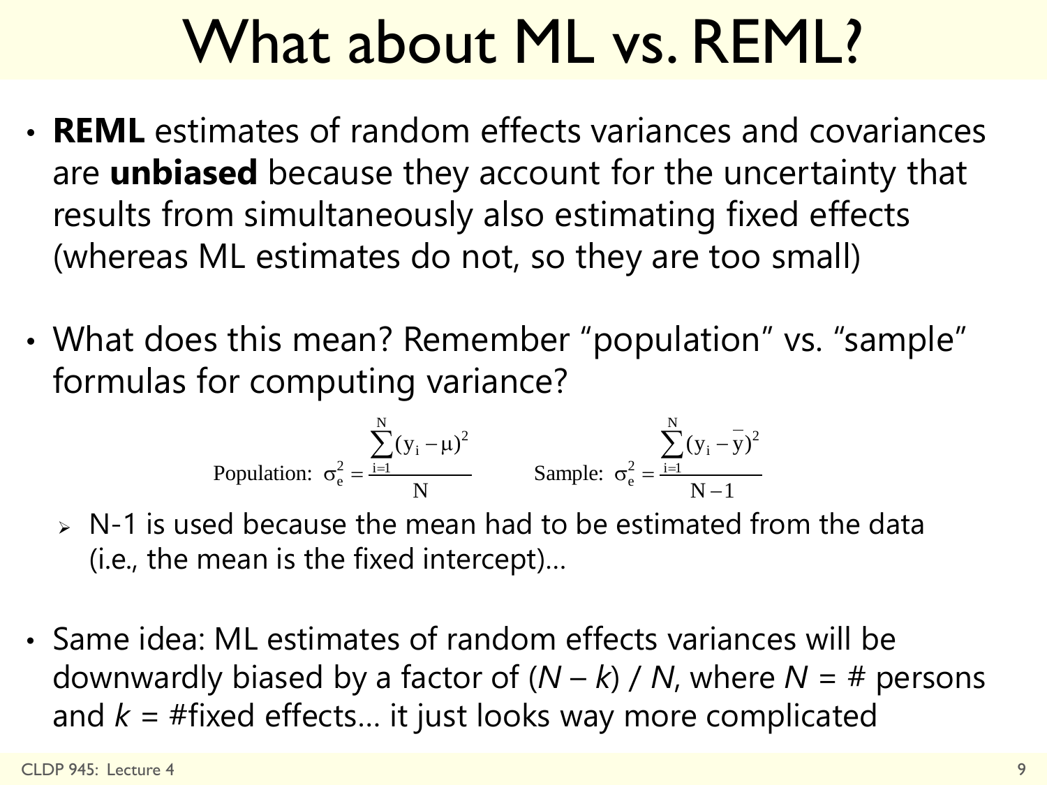# What about ML vs. REML?

- **REML** estimates of random effects variances and covariances are **unbiased** because they account for the uncertainty that results from simultaneously also estimating fixed effects (whereas ML estimates do not, so they are too small)

- What does this mean? Remember "population" vs. "sample" formulas for computing variance?

$$\text{Population: } \sigma_e^2 = \frac{\sum_{i=1}^{N}(y_i - \mu)^2}{N} \qquad \text{Sample: } \sigma_e^2 = \frac{\sum_{i=1}^{N}(y_i - \bar{y})^2}{N-1}$$

  - N-1 is used because the mean had to be estimated from the data (i.e., the mean is the fixed intercept)…

- Same idea: ML estimates of random effects variances will be downwardly biased by a factor of ($N$ – $k$) / $N$, where $N$ = # persons and $k$ = #fixed effects… it just looks way more complicated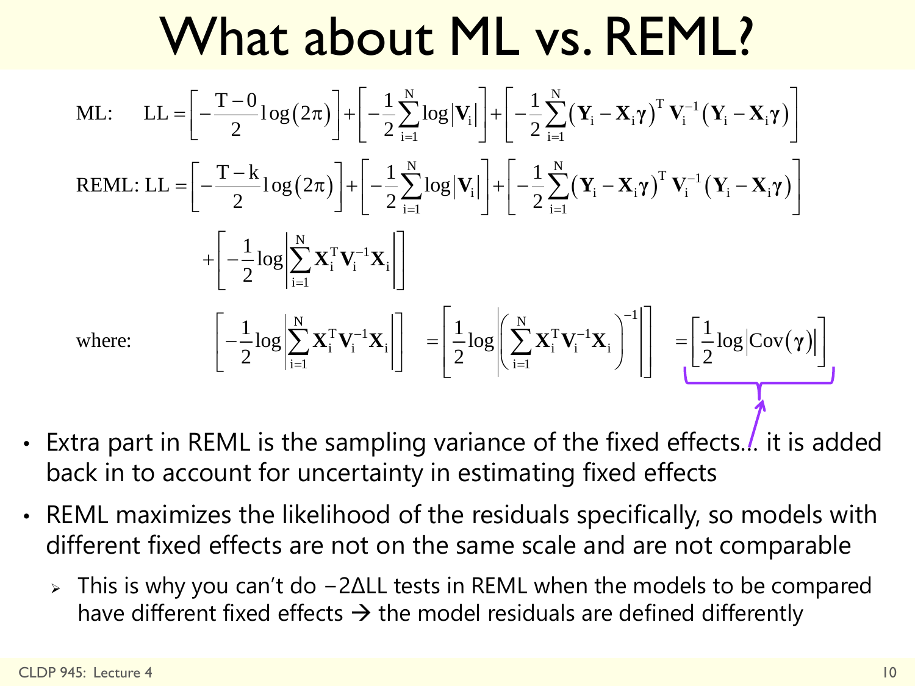# What about ML vs. REML?

$$\text{ML:} \quad \text{LL} = \left[-\frac{\text{T}-0}{2}\log(2\pi)\right] + \left[-\frac{1}{2}\sum_{i=1}^{N}\log\left|\mathbf{V}_i\right|\right] + \left[-\frac{1}{2}\sum_{i=1}^{N}\left(\mathbf{Y}_i - \mathbf{X}_i\boldsymbol{\gamma}\right)^T \mathbf{V}_i^{-1}\left(\mathbf{Y}_i - \mathbf{X}_i\boldsymbol{\gamma}\right)\right]$$

$$\text{REML:} \quad \text{LL} = \left[-\frac{\text{T}-\text{k}}{2}\log(2\pi)\right] + \left[-\frac{1}{2}\sum_{i=1}^{N}\log\left|\mathbf{V}_i\right|\right] + \left[-\frac{1}{2}\sum_{i=1}^{N}\left(\mathbf{Y}_i - \mathbf{X}_i\boldsymbol{\gamma}\right)^T \mathbf{V}_i^{-1}\left(\mathbf{Y}_i - \mathbf{X}_i\boldsymbol{\gamma}\right)\right] + \left[-\frac{1}{2}\log\left|\sum_{i=1}^{N}\mathbf{X}_i^T\mathbf{V}_i^{-1}\mathbf{X}_i\right|\right]$$

$$\text{where:} \quad \left[-\frac{1}{2}\log\left|\sum_{i=1}^{N}\mathbf{X}_i^T\mathbf{V}_i^{-1}\mathbf{X}_i\right|\right] = \left[\frac{1}{2}\log\left|\left(\sum_{i=1}^{N}\mathbf{X}_i^T\mathbf{V}_i^{-1}\mathbf{X}_i\right)^{-1}\right|\right] = \left[\frac{1}{2}\log\left|\text{Cov}(\boldsymbol{\gamma})\right|\right]$$

- Extra part in REML is the sampling variance of the fixed effects… it is added back in to account for uncertainty in estimating fixed effects
- REML maximizes the likelihood of the residuals specifically, so models with different fixed effects are not on the same scale and are not comparable
  - This is why you can't do −2ΔLL tests in REML when the models to be compared have different fixed effects → the model residuals are defined differently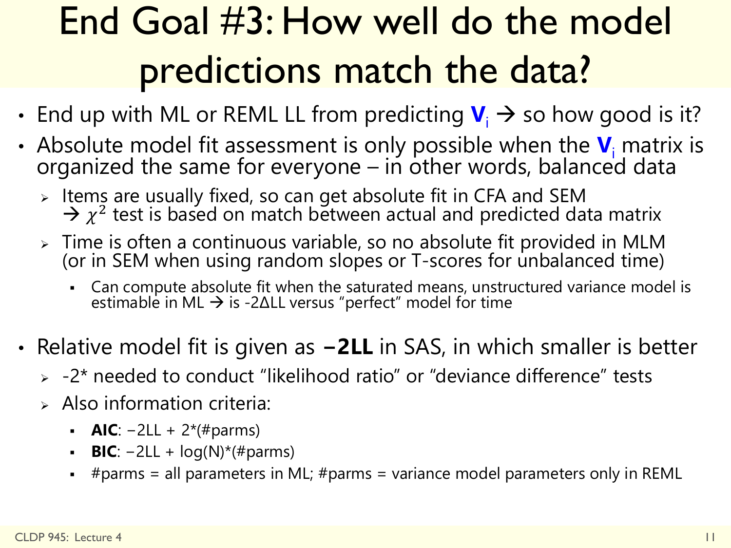# End Goal #3: How well do the model predictions match the data?

- End up with ML or REML LL from predicting $\mathbf{V}_i$ → so how good is it?
- Absolute model fit assessment is only possible when the $\mathbf{V}_i$ matrix is organized the same for everyone – in other words, balanced data
  - Items are usually fixed, so can get absolute fit in CFA and SEM → $\chi^2$ test is based on match between actual and predicted data matrix
  - Time is often a continuous variable, so no absolute fit provided in MLM (or in SEM when using random slopes or T-scores for unbalanced time)
    - Can compute absolute fit when the saturated means, unstructured variance model is estimable in ML → is -2ΔLL versus "perfect" model for time
- Relative model fit is given as **−2LL** in SAS, in which smaller is better
  - -2* needed to conduct "likelihood ratio" or "deviance difference" tests
  - Also information criteria:
    - **AIC**: −2LL + 2*(#parms)
    - **BIC**: −2LL + log(N)*(#parms)
    - #parms = all parameters in ML; #parms = variance model parameters only in REML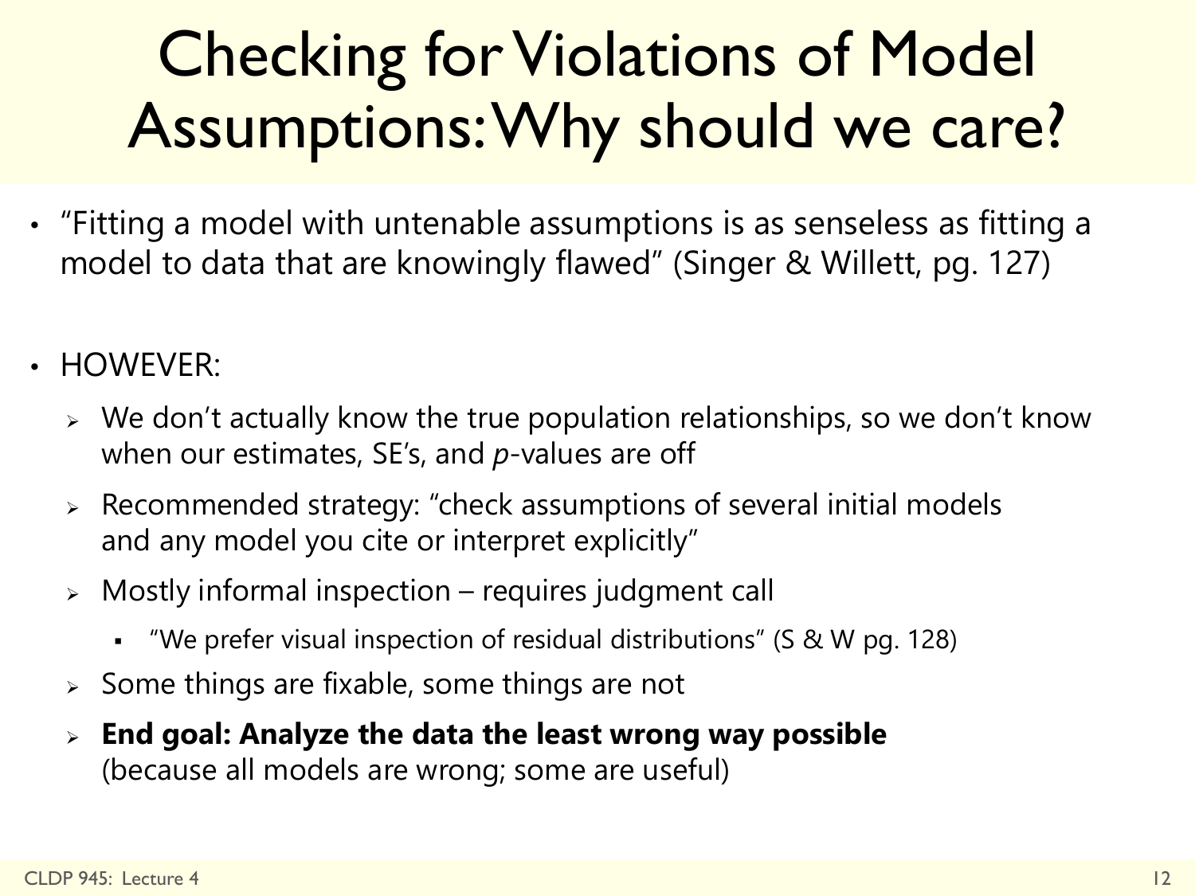# Checking for Violations of Model Assumptions: Why should we care?

- "Fitting a model with untenable assumptions is as senseless as fitting a model to data that are knowingly flawed" (Singer & Willett, pg. 127)

- HOWEVER:
  - We don't actually know the true population relationships, so we don't know when our estimates, SE's, and *p*-values are off
  - Recommended strategy: "check assumptions of several initial models and any model you cite or interpret explicitly"
  - Mostly informal inspection – requires judgment call
    - "We prefer visual inspection of residual distributions" (S & W pg. 128)
  - Some things are fixable, some things are not
  - **End goal: Analyze the data the least wrong way possible** (because all models are wrong; some are useful)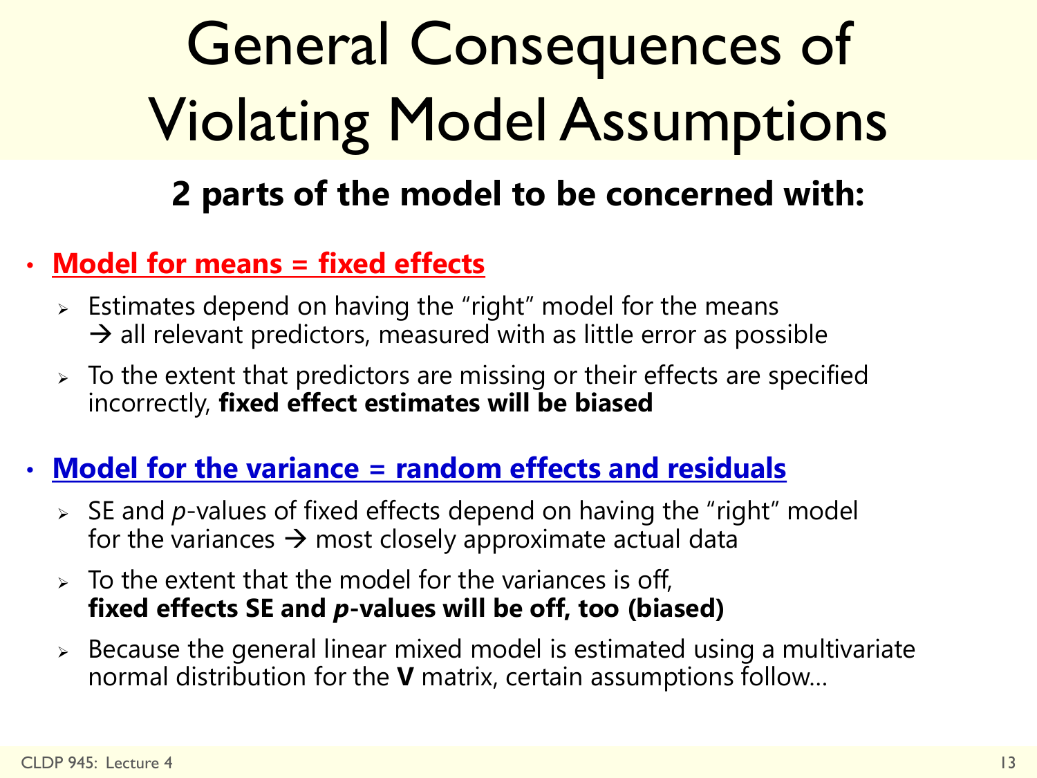# General Consequences of Violating Model Assumptions

**2 parts of the model to be concerned with:**

- **Model for means = fixed effects**
  - Estimates depend on having the "right" model for the means → all relevant predictors, measured with as little error as possible
  - To the extent that predictors are missing or their effects are specified incorrectly, **fixed effect estimates will be biased**
- **Model for the variance = random effects and residuals**
  - SE and *p*-values of fixed effects depend on having the "right" model for the variances → most closely approximate actual data
  - To the extent that the model for the variances is off, **fixed effects SE and *p*-values will be off, too (biased)**
  - Because the general linear mixed model is estimated using a multivariate normal distribution for the **V** matrix, certain assumptions follow…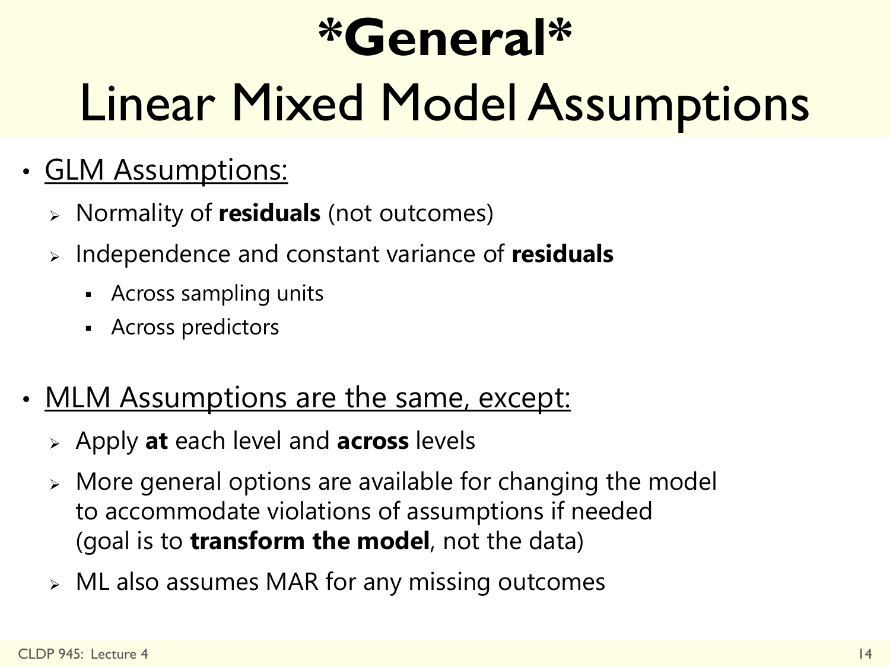# *General* Linear Mixed Model Assumptions

- <u>GLM Assumptions:</u>
  - Normality of **residuals** (not outcomes)
  - Independence and constant variance of **residuals**
    - Across sampling units
    - Across predictors

- <u>MLM Assumptions are the same, except:</u>
  - Apply **at** each level and **across** levels
  - More general options are available for changing the model to accommodate violations of assumptions if needed (goal is to **transform the model**, not the data)
  - ML also assumes MAR for any missing outcomes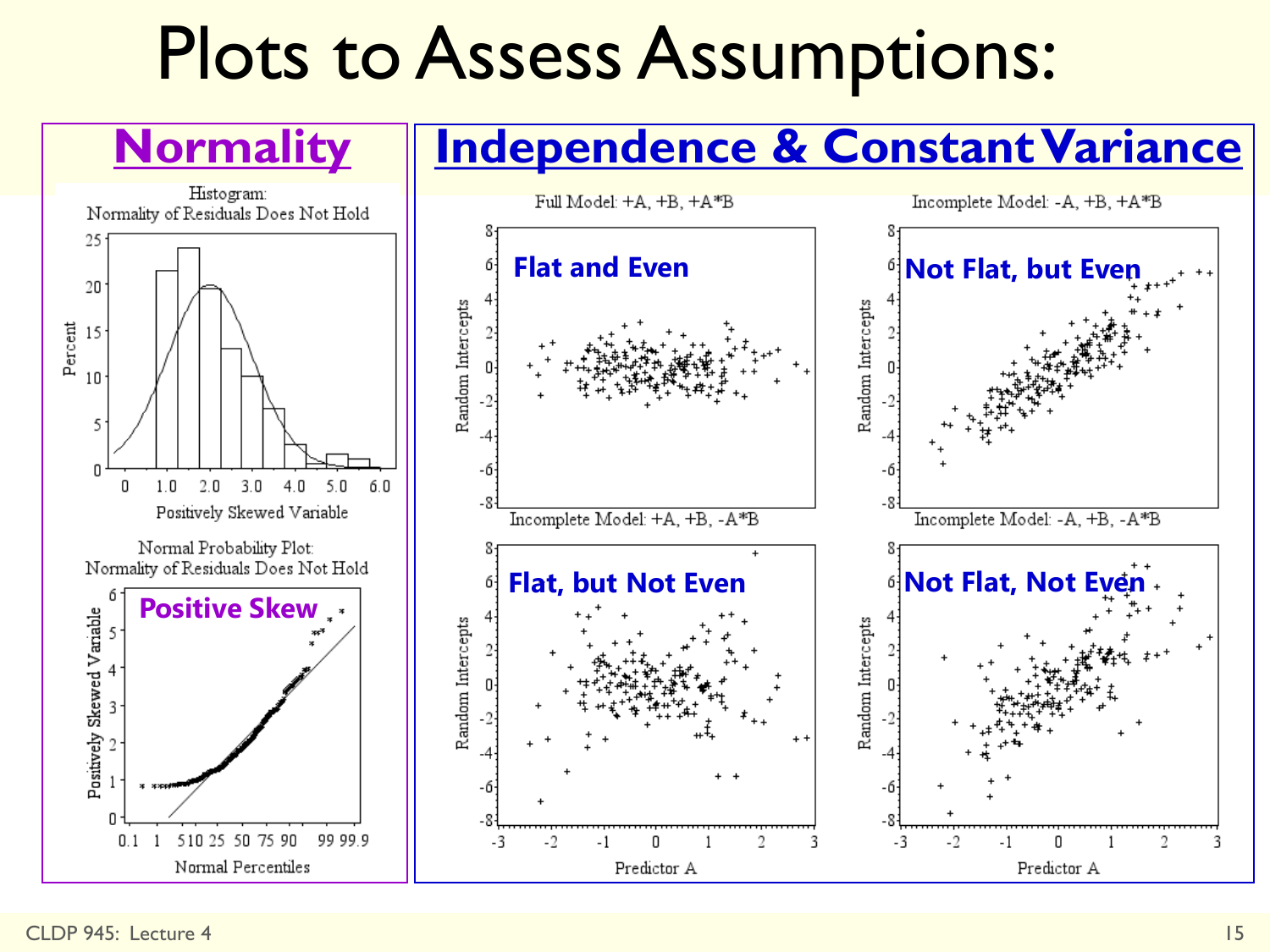# Plots to Assess Assumptions:

## Normality

Histogram: Normality of Residuals Does Not Hold

Normal Probability Plot: Normality of Residuals Does Not Hold

**Positive Skew**

## Independence & Constant Variance

Full Model: +A, +B, +A*B — **Flat and Even**

Incomplete Model: -A, +B, +A*B — **Not Flat, but Even**

Incomplete Model: +A, +B, -A*B — **Flat, but Not Even**

Incomplete Model: -A, +B, -A*B — **Not Flat, Not Even**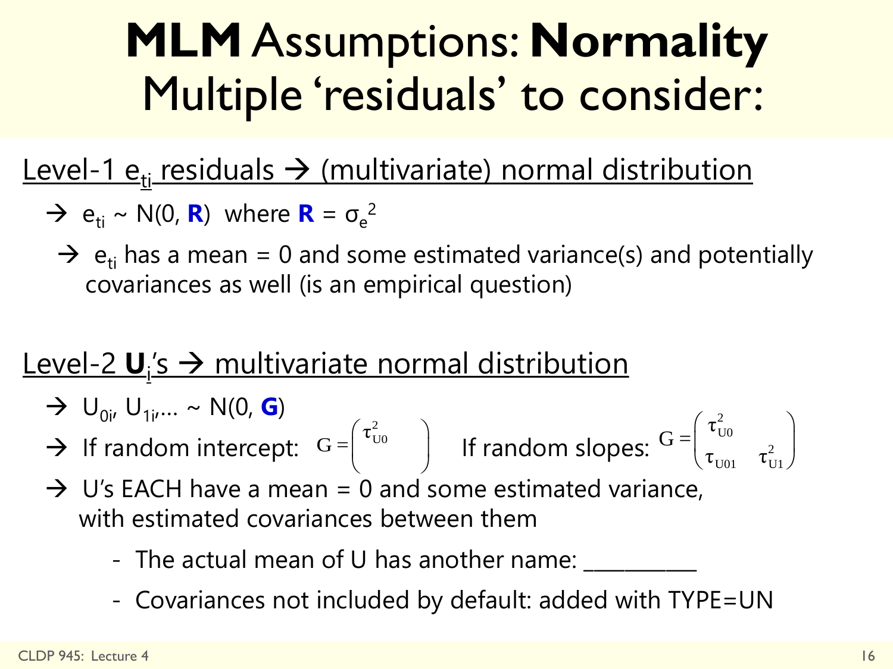# **MLM** Assumptions: **Normality** Multiple 'residuals' to consider:

Level-1 $e_{ti}$ residuals → (multivariate) normal distribution

→ $e_{ti}$ ~ N(0, **R**) where **R** = $\sigma_e^2$

→ $e_{ti}$ has a mean = 0 and some estimated variance(s) and potentially covariances as well (is an empirical question)

Level-2 $\mathbf{U}_i$'s → multivariate normal distribution

→ $U_{0i}$, $U_{1i}$,… ~ N(0, **G**)

→ If random intercept: $G = \begin{pmatrix} \tau^2_{U0} & \\ & \end{pmatrix}$ If random slopes: $G = \begin{pmatrix} \tau^2_{U0} & \\ \tau_{U01} & \tau^2_{U1} \end{pmatrix}$

→ U's EACH have a mean = 0 and some estimated variance, with estimated covariances between them

- The actual mean of U has another name: __________
- Covariances not included by default: added with TYPE=UN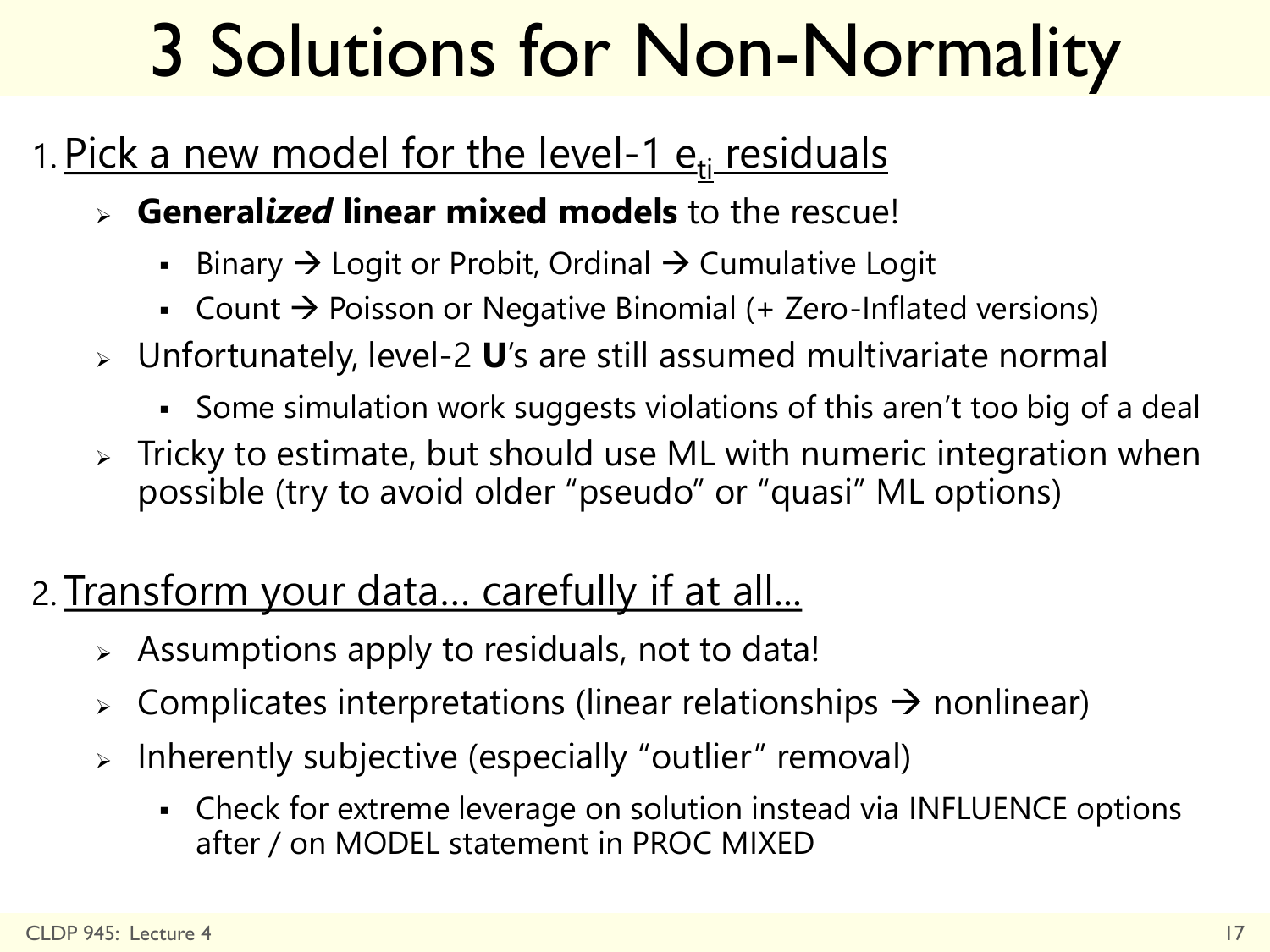# 3 Solutions for Non-Normality

1. Pick a new model for the level-1 $e_{ti}$ residuals
   - **Generalized linear mixed models** to the rescue!
     - Binary → Logit or Probit, Ordinal → Cumulative Logit
     - Count → Poisson or Negative Binomial (+ Zero-Inflated versions)
   - Unfortunately, level-2 **U**'s are still assumed multivariate normal
     - Some simulation work suggests violations of this aren't too big of a deal
   - Tricky to estimate, but should use ML with numeric integration when possible (try to avoid older "pseudo" or "quasi" ML options)

2. Transform your data… carefully if at all…
   - Assumptions apply to residuals, not to data!
   - Complicates interpretations (linear relationships → nonlinear)
   - Inherently subjective (especially "outlier" removal)
     - Check for extreme leverage on solution instead via INFLUENCE options after / on MODEL statement in PROC MIXED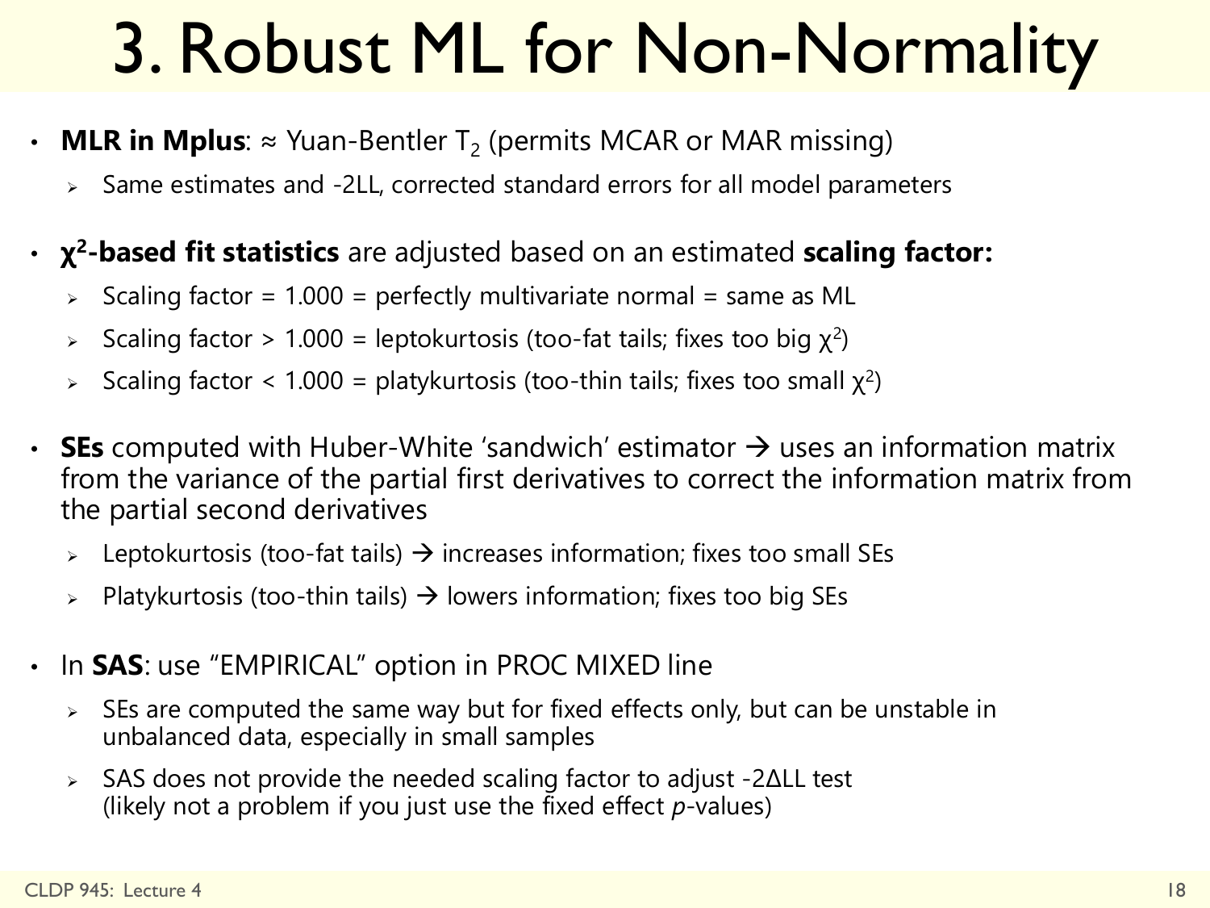# 3. Robust ML for Non-Normality

- **MLR in Mplus**: ≈ Yuan-Bentler $T_2$ (permits MCAR or MAR missing)
  - Same estimates and -2LL, corrected standard errors for all model parameters
- **$\chi^2$-based fit statistics** are adjusted based on an estimated **scaling factor:**
  - Scaling factor = 1.000 = perfectly multivariate normal = same as ML
  - Scaling factor > 1.000 = leptokurtosis (too-fat tails; fixes too big $\chi^2$)
  - Scaling factor < 1.000 = platykurtosis (too-thin tails; fixes too small $\chi^2$)
- **SEs** computed with Huber-White 'sandwich' estimator → uses an information matrix from the variance of the partial first derivatives to correct the information matrix from the partial second derivatives
  - Leptokurtosis (too-fat tails) → increases information; fixes too small SEs
  - Platykurtosis (too-thin tails) → lowers information; fixes too big SEs
- In **SAS**: use "EMPIRICAL" option in PROC MIXED line
  - SEs are computed the same way but for fixed effects only, but can be unstable in unbalanced data, especially in small samples
  - SAS does not provide the needed scaling factor to adjust -2ΔLL test (likely not a problem if you just use the fixed effect *p*-values)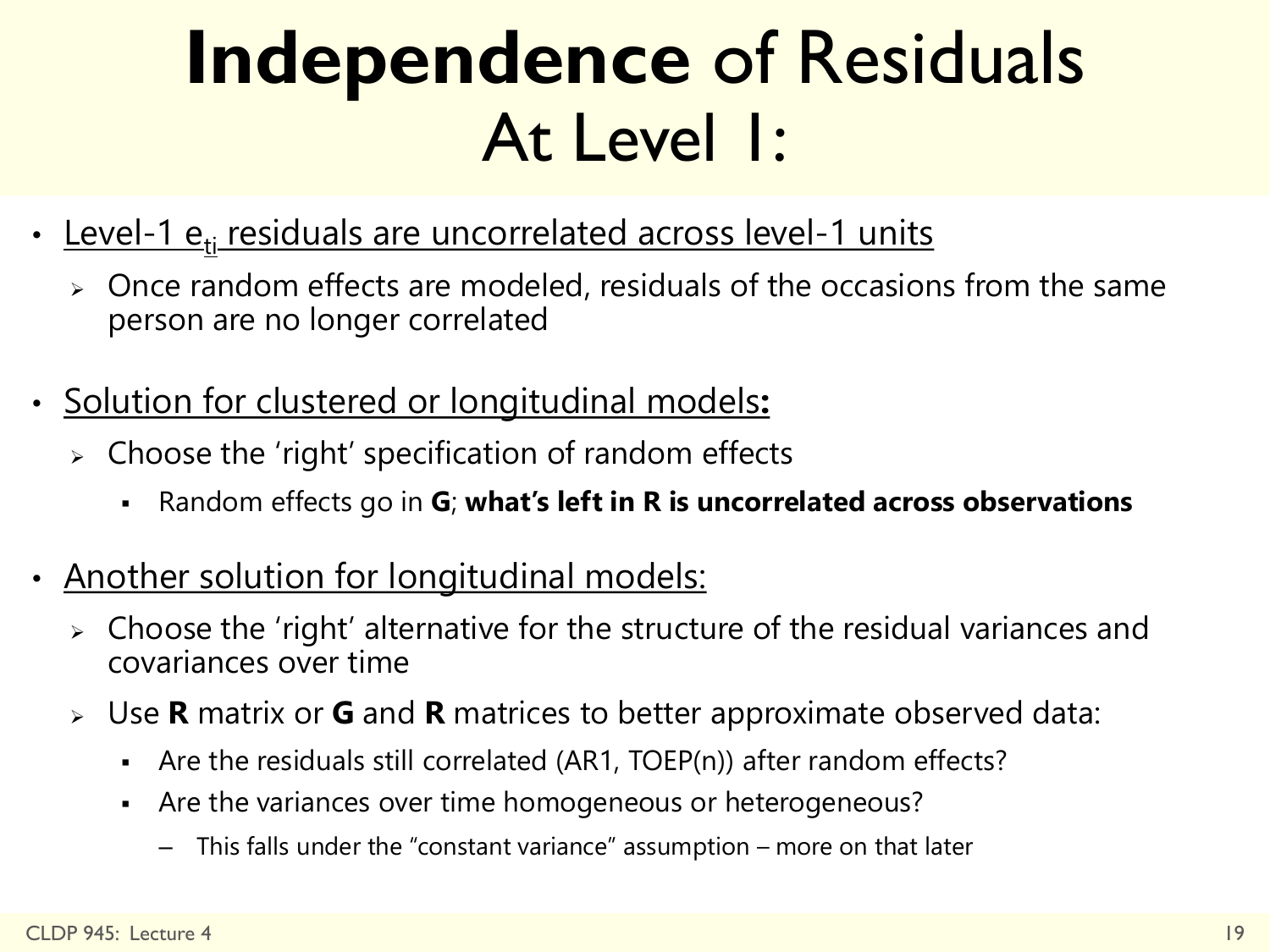# **Independence** of Residuals At Level 1:

- <u>Level-1 $e_{ti}$ residuals are uncorrelated across level-1 units</u>
  - Once random effects are modeled, residuals of the occasions from the same person are no longer correlated
- <u>Solution for clustered or longitudinal models</u>**:**
  - Choose the 'right' specification of random effects
    - Random effects go in **G**; **what's left in R is uncorrelated across observations**
- <u>Another solution for longitudinal models:</u>
  - Choose the 'right' alternative for the structure of the residual variances and covariances over time
  - Use **R** matrix or **G** and **R** matrices to better approximate observed data:
    - Are the residuals still correlated (AR1, TOEP(n)) after random effects?
    - Are the variances over time homogeneous or heterogeneous?
      - This falls under the "constant variance" assumption – more on that later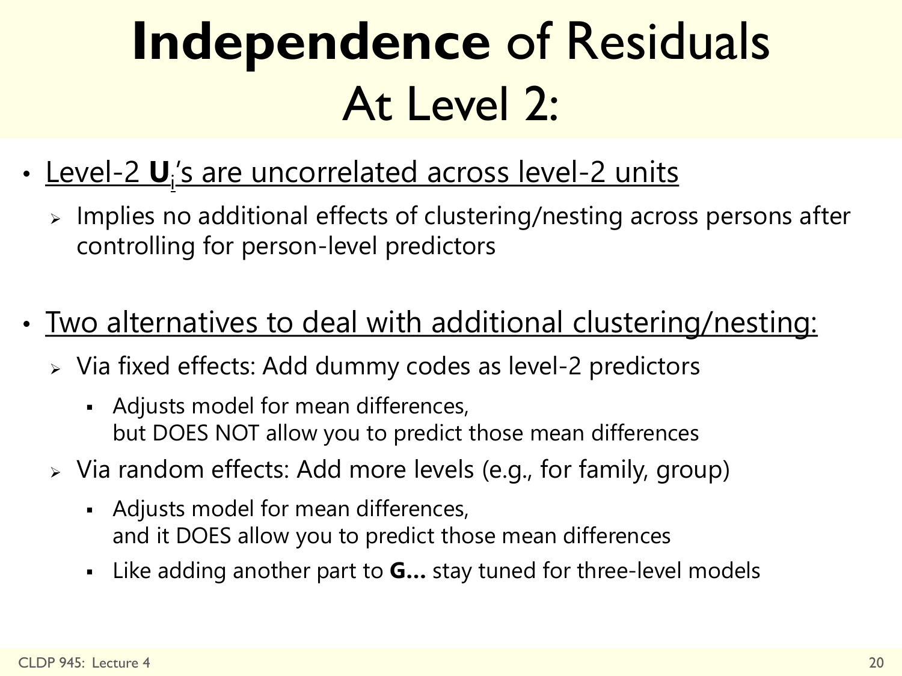# **Independence** of Residuals At Level 2:

- Level-2 $\mathbf{U}_i$'s are uncorrelated across level-2 units
  - Implies no additional effects of clustering/nesting across persons after controlling for person-level predictors

- Two alternatives to deal with additional clustering/nesting:
  - Via fixed effects: Add dummy codes as level-2 predictors
    - Adjusts model for mean differences, but DOES NOT allow you to predict those mean differences
  - Via random effects: Add more levels (e.g., for family, group)
    - Adjusts model for mean differences, and it DOES allow you to predict those mean differences
    - Like adding another part to **G…** stay tuned for three-level models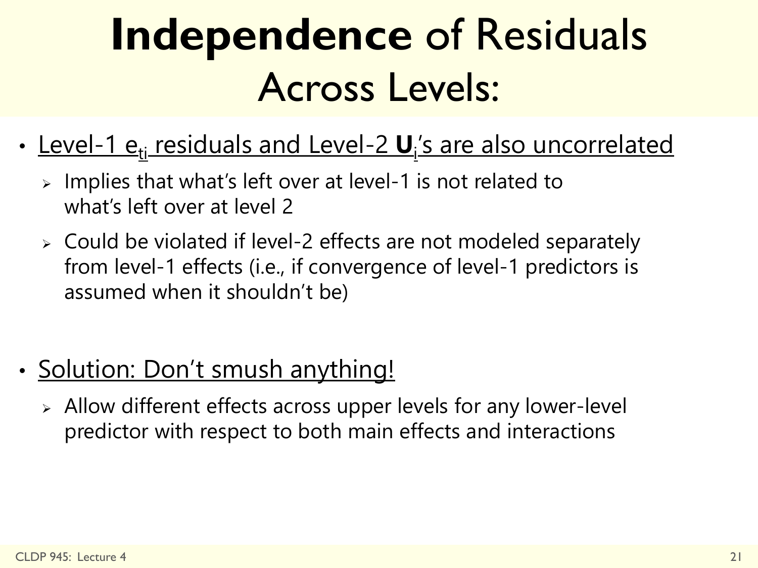# **Independence** of Residuals Across Levels:

- Level-1 $e_{ti}$ residuals and Level-2 $\mathbf{U}_i$'s are also uncorrelated
  - Implies that what's left over at level-1 is not related to what's left over at level 2
  - Could be violated if level-2 effects are not modeled separately from level-1 effects (i.e., if convergence of level-1 predictors is assumed when it shouldn't be)

- Solution: Don't smush anything!
  - Allow different effects across upper levels for any lower-level predictor with respect to both main effects and interactions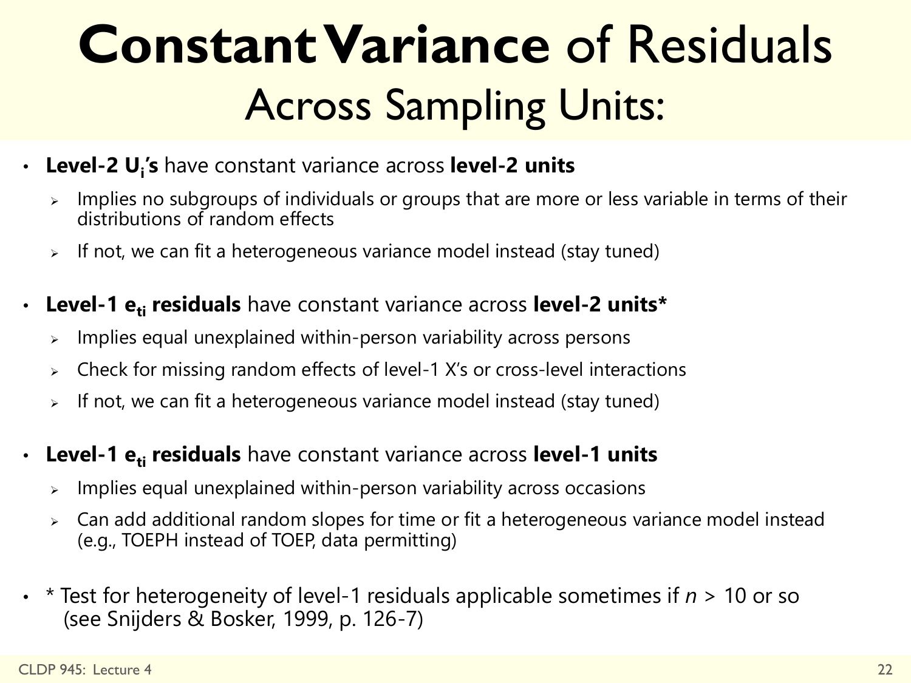# **Constant Variance** of Residuals Across Sampling Units:

- **Level-2 $U_i$'s** have constant variance across **level-2 units**
  - Implies no subgroups of individuals or groups that are more or less variable in terms of their distributions of random effects
  - If not, we can fit a heterogeneous variance model instead (stay tuned)
- **Level-1 $e_{ti}$ residuals** have constant variance across **level-2 units***
  - Implies equal unexplained within-person variability across persons
  - Check for missing random effects of level-1 X's or cross-level interactions
  - If not, we can fit a heterogeneous variance model instead (stay tuned)
- **Level-1 $e_{ti}$ residuals** have constant variance across **level-1 units**
  - Implies equal unexplained within-person variability across occasions
  - Can add additional random slopes for time or fit a heterogeneous variance model instead (e.g., TOEPH instead of TOEP, data permitting)
- * Test for heterogeneity of level-1 residuals applicable sometimes if $n$ > 10 or so (see Snijders & Bosker, 1999, p. 126-7)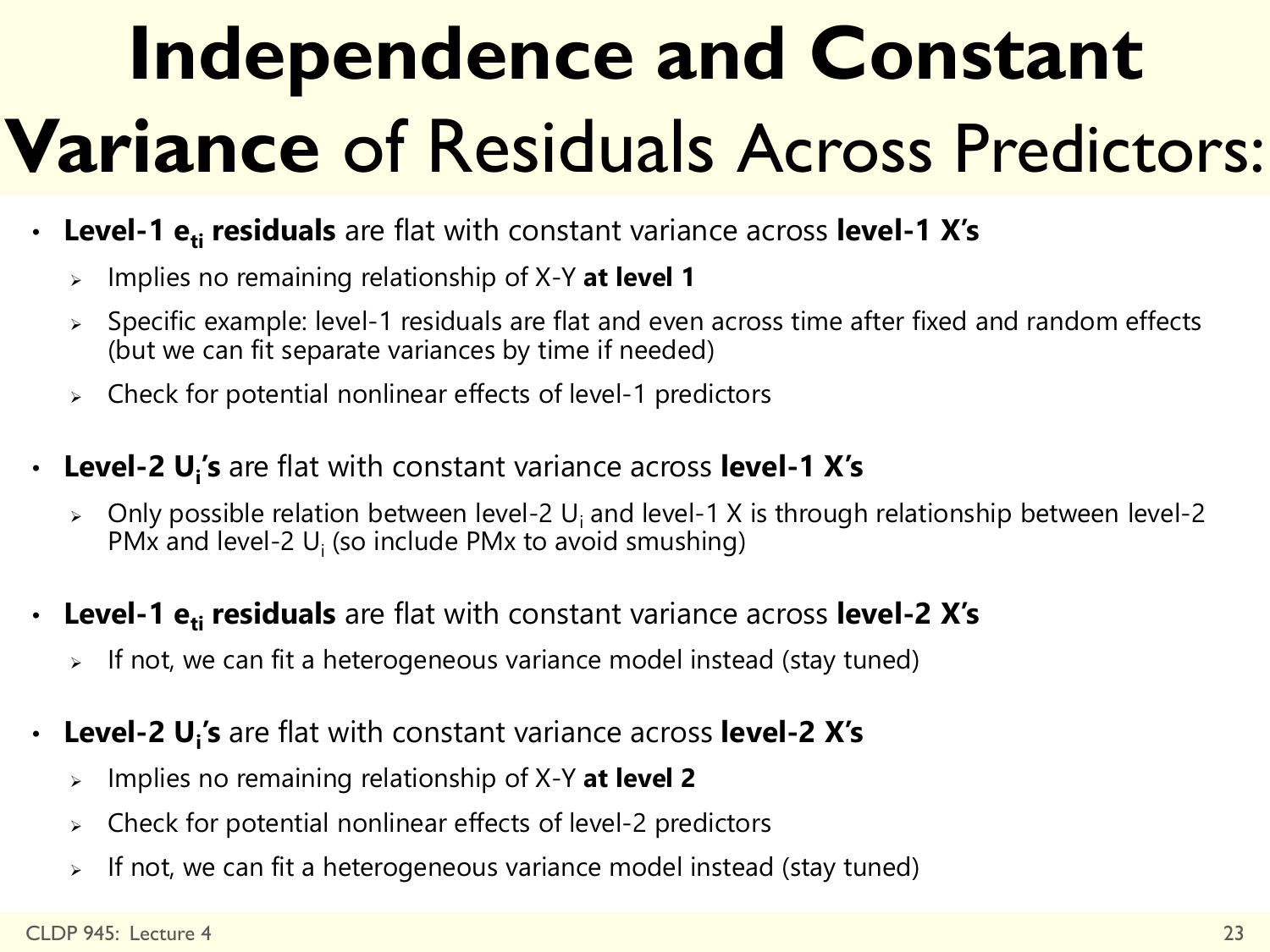# **Independence and Constant Variance** of Residuals Across Predictors:

- **Level-1 $e_{ti}$ residuals** are flat with constant variance across **level-1 X's**
  - Implies no remaining relationship of X-Y **at level 1**
  - Specific example: level-1 residuals are flat and even across time after fixed and random effects (but we can fit separate variances by time if needed)
  - Check for potential nonlinear effects of level-1 predictors
- **Level-2 $U_i$'s** are flat with constant variance across **level-1 X's**
  - Only possible relation between level-2 $U_i$ and level-1 X is through relationship between level-2 PMx and level-2 $U_i$ (so include PMx to avoid smushing)
- **Level-1 $e_{ti}$ residuals** are flat with constant variance across **level-2 X's**
  - If not, we can fit a heterogeneous variance model instead (stay tuned)
- **Level-2 $U_i$'s** are flat with constant variance across **level-2 X's**
  - Implies no remaining relationship of X-Y **at level 2**
  - Check for potential nonlinear effects of level-2 predictors
  - If not, we can fit a heterogeneous variance model instead (stay tuned)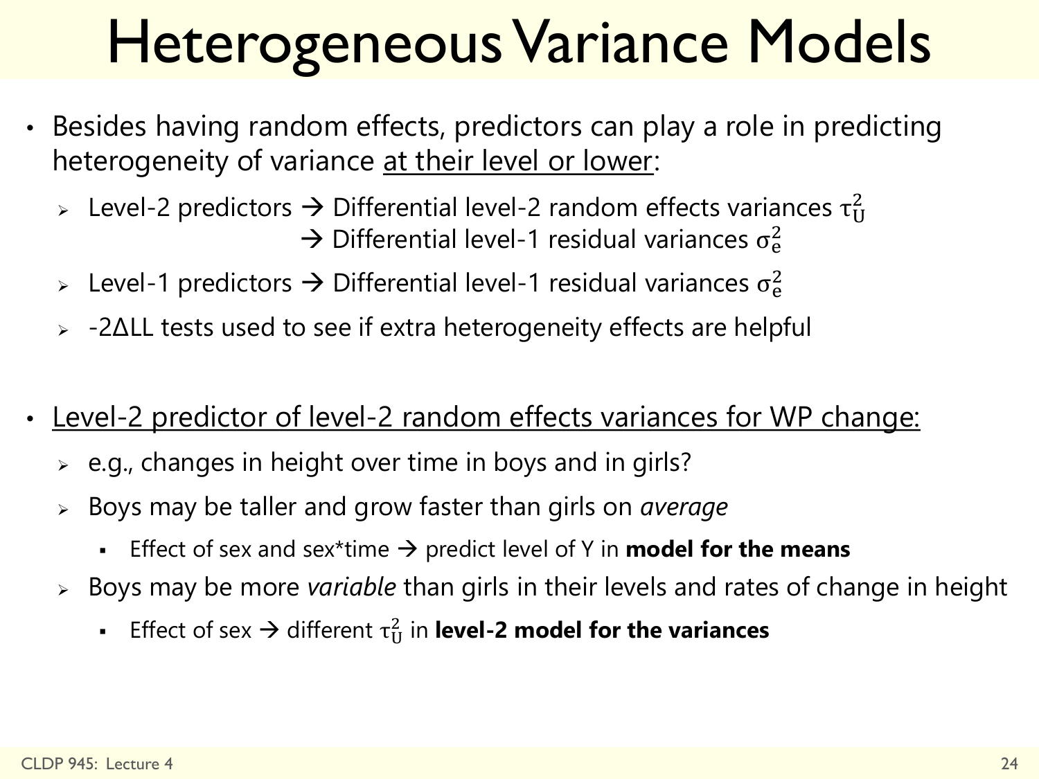# Heterogeneous Variance Models

- Besides having random effects, predictors can play a role in predicting heterogeneity of variance <u>at their level or lower</u>:
  - Level-2 predictors → Differential level-2 random effects variances $\tau_U^2$
    → Differential level-1 residual variances $\sigma_e^2$
  - Level-1 predictors → Differential level-1 residual variances $\sigma_e^2$
  - $-2\Delta LL$ tests used to see if extra heterogeneity effects are helpful

- <u>Level-2 predictor of level-2 random effects variances for WP change:</u>
  - e.g., changes in height over time in boys and in girls?
  - Boys may be taller and grow faster than girls on *average*
    - Effect of sex and sex*time → predict level of Y in **model for the means**
  - Boys may be more *variable* than girls in their levels and rates of change in height
    - Effect of sex → different $\tau_U^2$ in **level-2 model for the variances**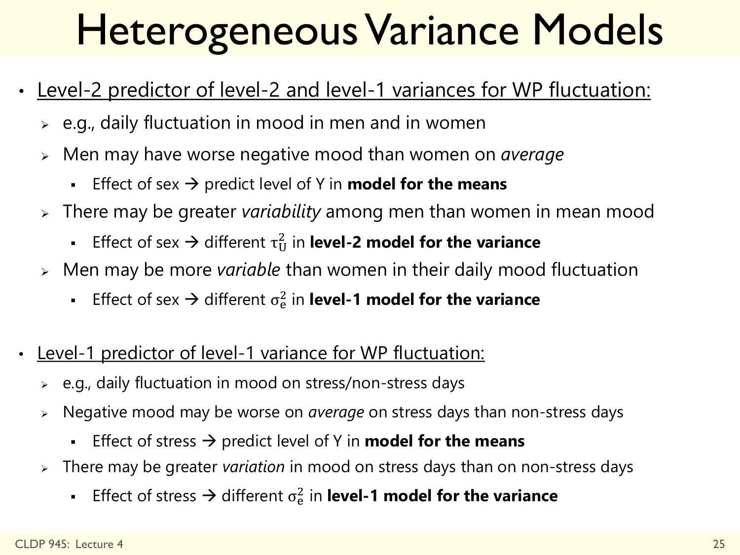# Heterogeneous Variance Models

- Level-2 predictor of level-2 and level-1 variances for WP fluctuation:
  - e.g., daily fluctuation in mood in men and in women
  - Men may have worse negative mood than women on *average*
    - Effect of sex → predict level of Y in **model for the means**
  - There may be greater *variability* among men than women in mean mood
    - Effect of sex → different $\tau_U^2$ in **level-2 model for the variance**
  - Men may be more *variable* than women in their daily mood fluctuation
    - Effect of sex → different $\sigma_e^2$ in **level-1 model for the variance**

- Level-1 predictor of level-1 variance for WP fluctuation:
  - e.g., daily fluctuation in mood on stress/non-stress days
  - Negative mood may be worse on *average* on stress days than non-stress days
    - Effect of stress → predict level of Y in **model for the means**
  - There may be greater *variation* in mood on stress days than on non-stress days
    - Effect of stress → different $\sigma_e^2$ in **level-1 model for the variance**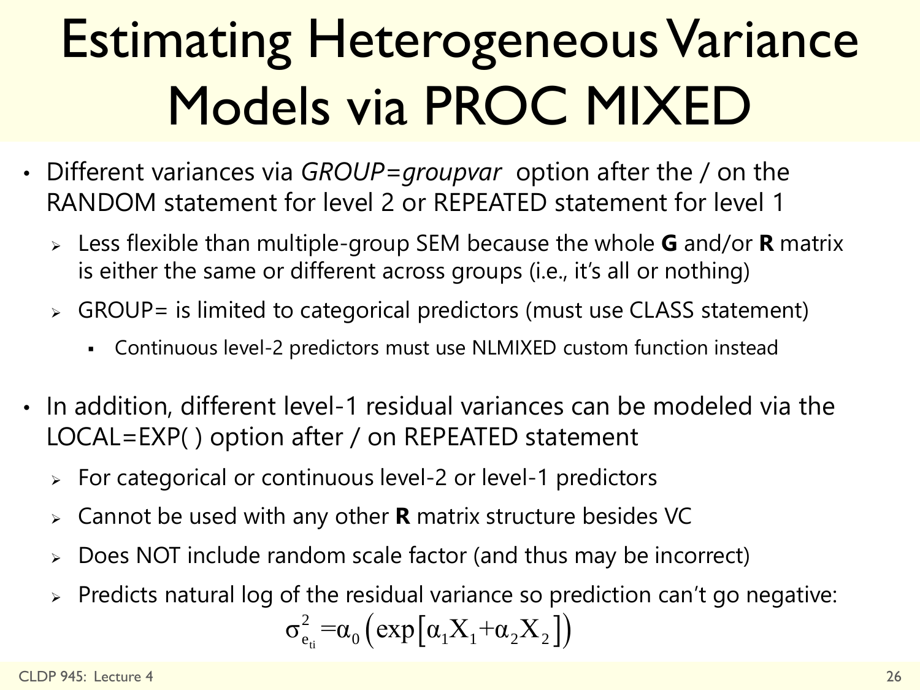# Estimating Heterogeneous Variance Models via PROC MIXED

- Different variances via *GROUP=groupvar* option after the / on the RANDOM statement for level 2 or REPEATED statement for level 1
  - Less flexible than multiple-group SEM because the whole **G** and/or **R** matrix is either the same or different across groups (i.e., it's all or nothing)
  - GROUP= is limited to categorical predictors (must use CLASS statement)
    - Continuous level-2 predictors must use NLMIXED custom function instead

- In addition, different level-1 residual variances can be modeled via the LOCAL=EXP( ) option after / on REPEATED statement
  - For categorical or continuous level-2 or level-1 predictors
  - Cannot be used with any other **R** matrix structure besides VC
  - Does NOT include random scale factor (and thus may be incorrect)
  - Predicts natural log of the residual variance so prediction can't go negative:

$$\sigma^2_{e_{ti}} = \alpha_0 \left( \exp\left[ \alpha_1 X_1 + \alpha_2 X_2 \right] \right)$$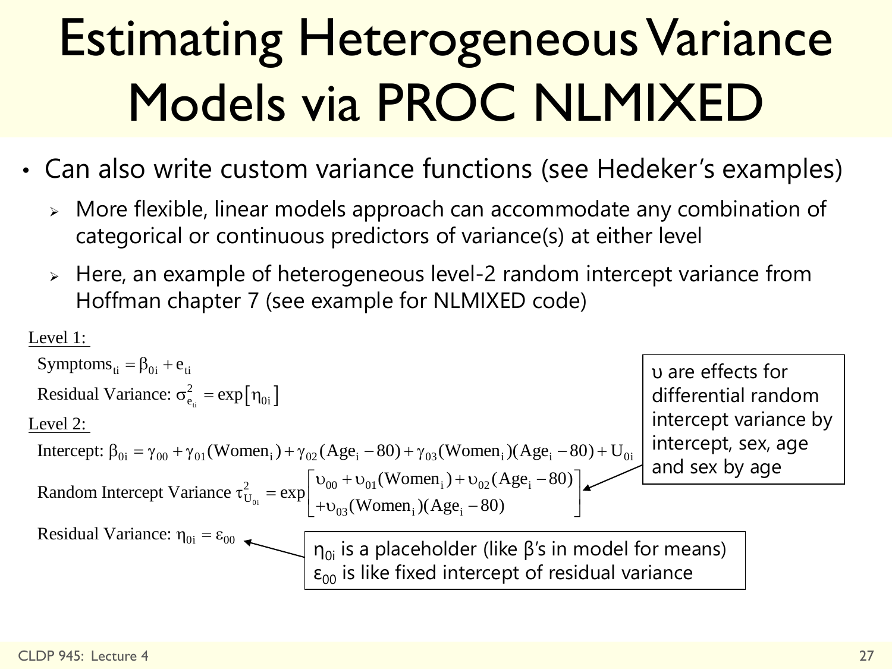# Estimating Heterogeneous Variance Models via PROC NLMIXED

- Can also write custom variance functions (see Hedeker's examples)
  - More flexible, linear models approach can accommodate any combination of categorical or continuous predictors of variance(s) at either level
  - Here, an example of heterogeneous level-2 random intercept variance from Hoffman chapter 7 (see example for NLMIXED code)

Level 1:

$$\text{Symptoms}_{ti} = \beta_{0i} + e_{ti}$$

$$\text{Residual Variance: } \sigma^2_{e_{ti}} = \exp\left[\eta_{0i}\right]$$

Level 2:

$$\text{Intercept: } \beta_{0i} = \gamma_{00} + \gamma_{01}(\text{Women}_i) + \gamma_{02}(\text{Age}_i - 80) + \gamma_{03}(\text{Women}_i)(\text{Age}_i - 80) + U_{0i}$$

$$\text{Random Intercept Variance } \tau^2_{U_{0i}} = \exp\begin{bmatrix} \upsilon_{00} + \upsilon_{01}(\text{Women}_i) + \upsilon_{02}(\text{Age}_i - 80) \\ + \upsilon_{03}(\text{Women}_i)(\text{Age}_i - 80) \end{bmatrix}$$

$$\text{Residual Variance: } \eta_{0i} = \varepsilon_{00}$$

$\upsilon$ are effects for differential random intercept variance by intercept, sex, age and sex by age

$\eta_{0i}$ is a placeholder (like β's in model for means)
$\varepsilon_{00}$ is like fixed intercept of residual variance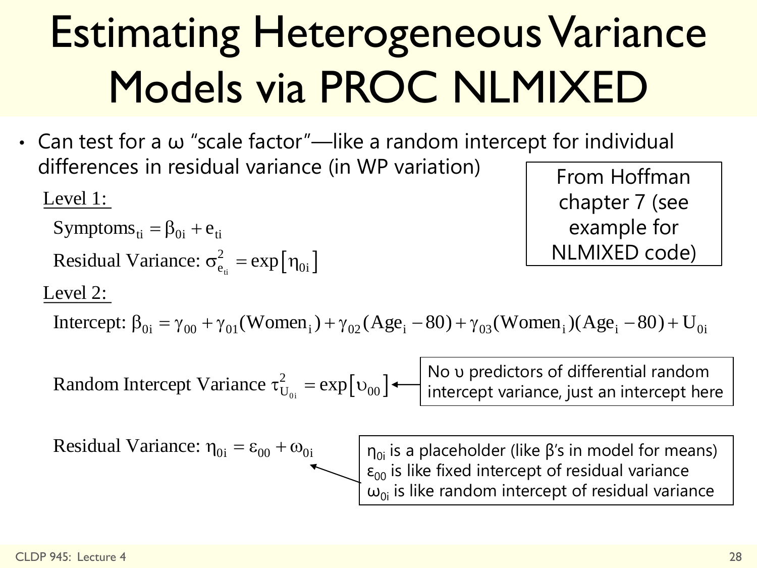# Estimating Heterogeneous Variance Models via PROC NLMIXED

- Can test for a ω "scale factor"—like a random intercept for individual differences in residual variance (in WP variation)

From Hoffman chapter 7 (see example for NLMIXED code)

<u>Level 1:</u>

$$\text{Symptoms}_{ti} = \beta_{0i} + e_{ti}$$

$$\text{Residual Variance: } \sigma^2_{e_{ti}} = \exp\left[\eta_{0i}\right]$$

<u>Level 2:</u>

$$\text{Intercept: } \beta_{0i} = \gamma_{00} + \gamma_{01}(\text{Women}_i) + \gamma_{02}(\text{Age}_i - 80) + \gamma_{03}(\text{Women}_i)(\text{Age}_i - 80) + U_{0i}$$

$$\text{Random Intercept Variance } \tau^2_{U_{0i}} = \exp\left[\upsilon_{00}\right]$$

No υ predictors of differential random intercept variance, just an intercept here

$$\text{Residual Variance: } \eta_{0i} = \varepsilon_{00} + \omega_{0i}$$

$\eta_{0i}$ is a placeholder (like β's in model for means)
$\varepsilon_{00}$ is like fixed intercept of residual variance
$\omega_{0i}$ is like random intercept of residual variance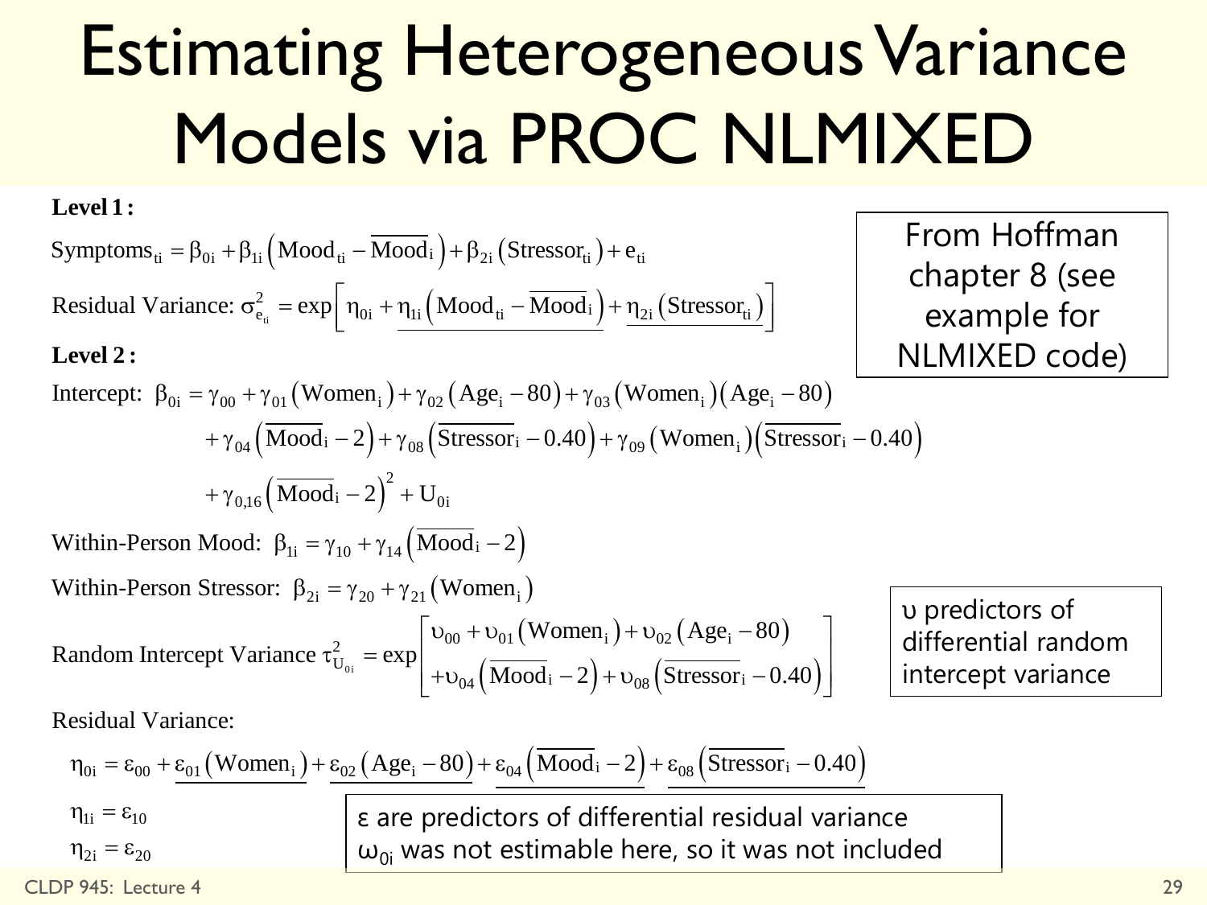# Estimating Heterogeneous Variance Models via PROC NLMIXED

From Hoffman chapter 8 (see example for NLMIXED code)

**Level 1:**

$$\text{Symptoms}_{ti} = \beta_{0i} + \beta_{1i}\left(\text{Mood}_{ti} - \overline{\text{Mood}}_i\right) + \beta_{2i}\left(\text{Stressor}_{ti}\right) + e_{ti}$$

$$\text{Residual Variance: } \sigma^2_{e_{ti}} = \exp\left[\eta_{0i} + \underline{\eta_{1i}\left(\text{Mood}_{ti} - \overline{\text{Mood}}_i\right)} + \underline{\eta_{2i}\left(\text{Stressor}_{ti}\right)}\right]$$

**Level 2:**

$$\begin{aligned}\text{Intercept: } \beta_{0i} = {} & \gamma_{00} + \gamma_{01}\left(\text{Women}_i\right) + \gamma_{02}\left(\text{Age}_i - 80\right) + \gamma_{03}\left(\text{Women}_i\right)\left(\text{Age}_i - 80\right) \\ & + \gamma_{04}\left(\overline{\text{Mood}}_i - 2\right) + \gamma_{08}\left(\overline{\text{Stressor}}_i - 0.40\right) + \gamma_{09}\left(\text{Women}_i\right)\left(\overline{\text{Stressor}}_i - 0.40\right) \\ & + \gamma_{0,16}\left(\overline{\text{Mood}}_i - 2\right)^2 + U_{0i}\end{aligned}$$

$$\text{Within-Person Mood: } \beta_{1i} = \gamma_{10} + \gamma_{14}\left(\overline{\text{Mood}}_i - 2\right)$$

$$\text{Within-Person Stressor: } \beta_{2i} = \gamma_{20} + \gamma_{21}\left(\text{Women}_i\right)$$

$$\text{Random Intercept Variance } \tau^2_{U_{0i}} = \exp\begin{bmatrix}\upsilon_{00} + \upsilon_{01}\left(\text{Women}_i\right) + \upsilon_{02}\left(\text{Age}_i - 80\right) \\ + \upsilon_{04}\left(\overline{\text{Mood}}_i - 2\right) + \upsilon_{08}\left(\overline{\text{Stressor}}_i - 0.40\right)\end{bmatrix}$$

υ predictors of differential random intercept variance

Residual Variance:

$$\eta_{0i} = \varepsilon_{00} + \underline{\varepsilon_{01}\left(\text{Women}_i\right)} + \underline{\varepsilon_{02}\left(\text{Age}_i - 80\right)} + \underline{\varepsilon_{04}\left(\overline{\text{Mood}}_i - 2\right)} + \underline{\varepsilon_{08}\left(\overline{\text{Stressor}}_i - 0.40\right)}$$

$$\eta_{1i} = \varepsilon_{10}$$

$$\eta_{2i} = \varepsilon_{20}$$

ε are predictors of differential residual variance
$\omega_{0i}$ was not estimable here, so it was not included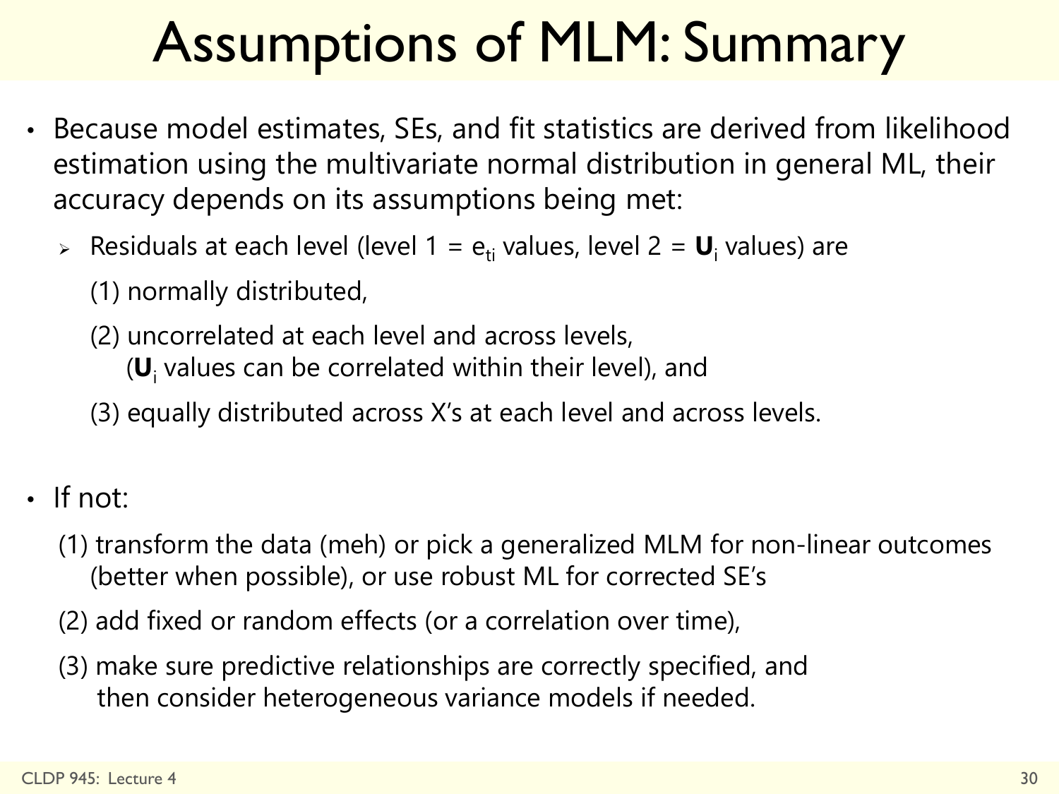# Assumptions of MLM: Summary

- Because model estimates, SEs, and fit statistics are derived from likelihood estimation using the multivariate normal distribution in general ML, their accuracy depends on its assumptions being met:
  - Residuals at each level (level 1 = $e_{ti}$ values, level 2 = $\mathbf{U}_i$ values) are

    (1) normally distributed,

    (2) uncorrelated at each level and across levels,
    ($\mathbf{U}_i$ values can be correlated within their level), and

    (3) equally distributed across X's at each level and across levels.

- If not:

  (1) transform the data (meh) or pick a generalized MLM for non-linear outcomes (better when possible), or use robust ML for corrected SE's

  (2) add fixed or random effects (or a correlation over time),

  (3) make sure predictive relationships are correctly specified, and then consider heterogeneous variance models if needed.